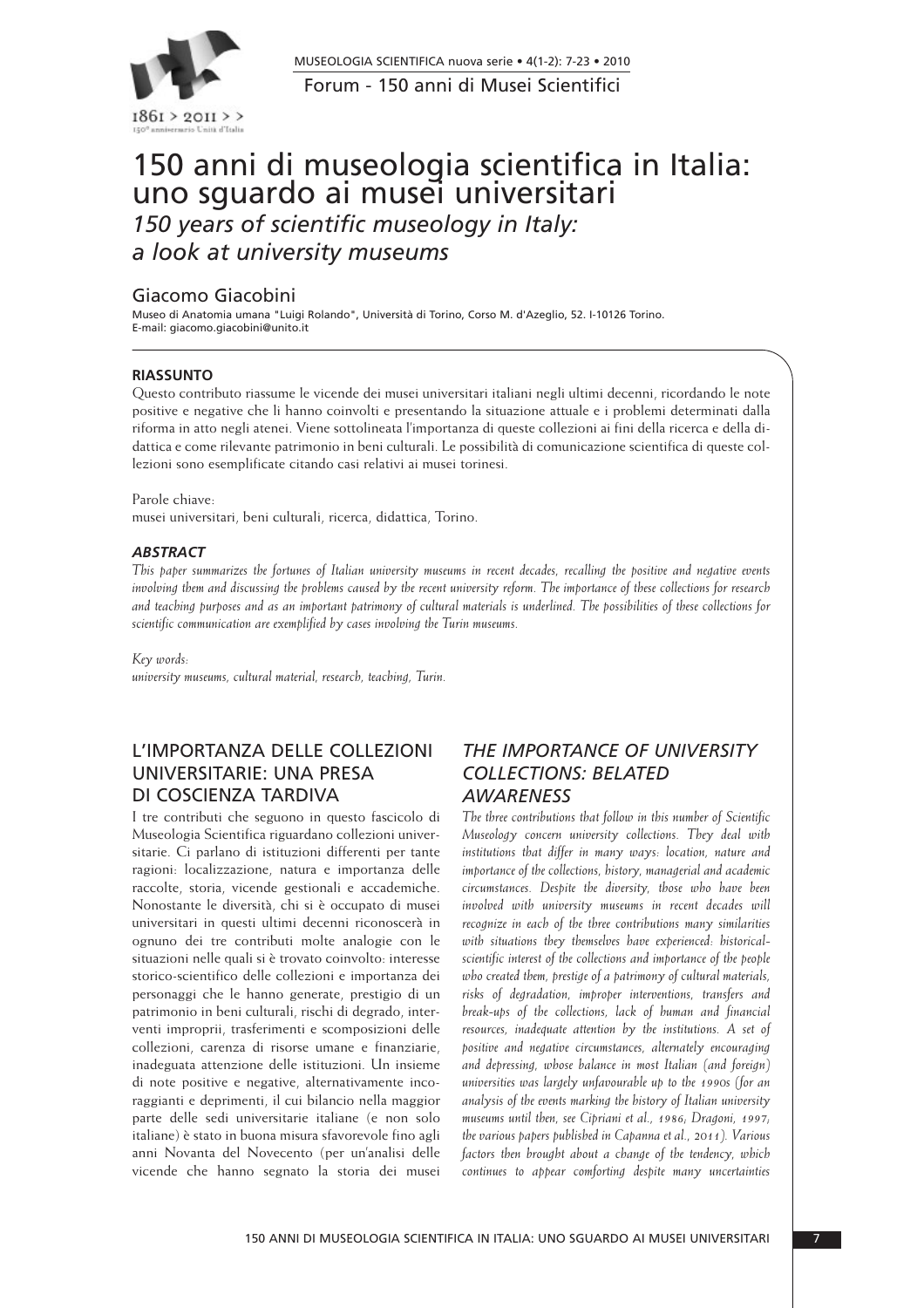Forum - 150 anni di Musei Scientifici

# 150 anni di museologia scientifica in Italia: uno sguardo ai musei universitari

## *150 years of scientific museology in Italy: a look at university museums*

Giacomo Giacobini

Museo di Anatomia umana "Luigi Rolando", Università di Torino, Corso M. d'Azeglio, 52. I-10126 Torino.
E-mail: giacomo.giacobini@unito.it

**RIASSUNTO**

Questo contributo riassume le vicende dei musei universitari italiani negli ultimi decenni, ricordando le note positive e negative che li hanno coinvolti e presentando la situazione attuale e i problemi determinati dalla riforma in atto negli atenei. Viene sottolineata l'importanza di queste collezioni ai fini della ricerca e della didattica e come rilevante patrimonio in beni culturali. Le possibilità di comunicazione scientifica di queste collezioni sono esemplificate citando casi relativi ai musei torinesi.

Parole chiave:
musei universitari, beni culturali, ricerca, didattica, Torino.

***ABSTRACT***

*This paper summarizes the fortunes of Italian university museums in recent decades, recalling the positive and negative events involving them and discussing the problems caused by the recent university reform. The importance of these collections for research and teaching purposes and as an important patrimony of cultural materials is underlined. The possibilities of these collections for scientific communication are exemplified by cases involving the Turin museums.*

*Key words:*
*university museums, cultural material, research, teaching, Turin.*

## L'IMPORTANZA DELLE COLLEZIONI UNIVERSITARIE: UNA PRESA DI COSCIENZA TARDIVA

I tre contributi che seguono in questo fascicolo di Museologia Scientifica riguardano collezioni universitarie. Ci parlano di istituzioni differenti per tante ragioni: localizzazione, natura e importanza delle raccolte, storia, vicende gestionali e accademiche. Nonostante le diversità, chi si è occupato di musei universitari in questi ultimi decenni riconoscerà in ognuno dei tre contributi molte analogie con le situazioni nelle quali si è trovato coinvolto: interesse storico-scientifico delle collezioni e importanza dei personaggi che le hanno generate, prestigio di un patrimonio in beni culturali, rischi di degrado, interventi impropri, trasferimenti e scomposizioni delle collezioni, carenza di risorse umane e finanziarie, inadeguata attenzione delle istituzioni. Un insieme di note positive e negative, alternativamente incoraggianti e deprimenti, il cui bilancio nella maggior parte delle sedi universitarie italiane (e non solo italiane) è stato in buona misura sfavorevole fino agli anni Novanta del Novecento (per un'analisi delle vicende che hanno segnato la storia dei musei

## *THE IMPORTANCE OF UNIVERSITY COLLECTIONS: BELATED AWARENESS*

*The three contributions that follow in this number of Scientific Museology concern university collections. They deal with institutions that differ in many ways: location, nature and importance of the collections, history, managerial and academic circumstances. Despite the diversity, those who have been involved with university museums in recent decades will recognize in each of the three contributions many similarities with situations they themselves have experienced: historical-scientific interest of the collections and importance of the people who created them, prestige of a patrimony of cultural materials, risks of degradation, improper interventions, transfers and break-ups of the collections, lack of human and financial resources, inadequate attention by the institutions. A set of positive and negative circumstances, alternately encouraging and depressing, whose balance in most Italian (and foreign) universities was largely unfavourable up to the 1990s (for an analysis of the events marking the history of Italian university museums until then, see Cipriani et al., 1986; Dragoni, 1997; the various papers published in Capanna et al., 2011). Various factors then brought about a change of the tendency, which continues to appear comforting despite many uncertainties*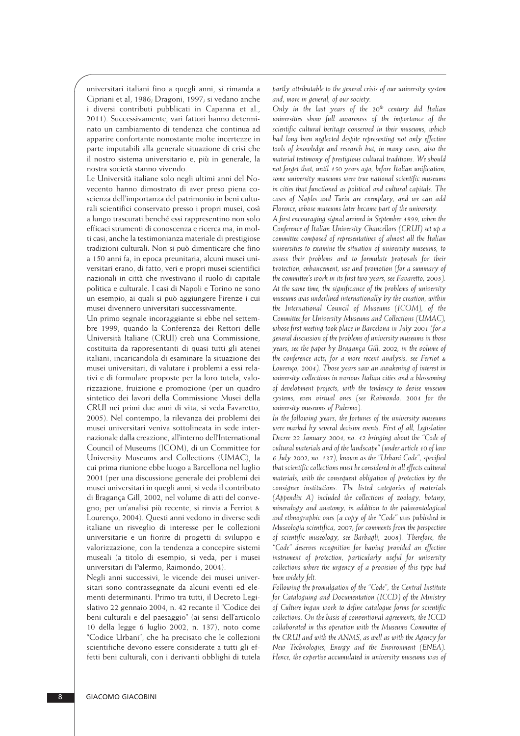universitari italiani fino a quegli anni, si rimanda a Cipriani et al, 1986; Dragoni, 1997; si vedano anche i diversi contributi pubblicati in Capanna et al., 2011). Successivamente, vari fattori hanno determinato un cambiamento di tendenza che continua ad apparire confortante nonostante molte incertezze in parte imputabili alla generale situazione di crisi che il nostro sistema universitario e, più in generale, la nostra società stanno vivendo.

Le Università italiane solo negli ultimi anni del Novecento hanno dimostrato di aver preso piena coscienza dell'importanza del patrimonio in beni culturali scientifici conservato presso i propri musei, così a lungo trascurati benché essi rappresentino non solo efficaci strumenti di conoscenza e ricerca ma, in molti casi, anche la testimonianza materiale di prestigiose tradizioni culturali. Non si può dimenticare che fino a 150 anni fa, in epoca preunitaria, alcuni musei universitari erano, di fatto, veri e propri musei scientifici nazionali in città che rivestivano il ruolo di capitale politica e culturale. I casi di Napoli e Torino ne sono un esempio, ai quali si può aggiungere Firenze i cui musei divennero universitari successivamente.

Un primo segnale incoraggiante si ebbe nel settembre 1999, quando la Conferenza dei Rettori delle Università Italiane (CRUI) creò una Commissione, costituita da rappresentanti di quasi tutti gli atenei italiani, incaricandola di esaminare la situazione dei musei universitari, di valutare i problemi a essi relativi e di formulare proposte per la loro tutela, valorizzazione, fruizione e promozione (per un quadro sintetico dei lavori della Commissione Musei della CRUI nei primi due anni di vita, si veda Favaretto, 2005). Nel contempo, la rilevanza dei problemi dei musei universitari veniva sottolineata in sede internazionale dalla creazione, all'interno dell'International Council of Museums (ICOM), di un Committee for University Museums and Collections (UMAC), la cui prima riunione ebbe luogo a Barcellona nel luglio 2001 (per una discussione generale dei problemi dei musei universitari in quegli anni, si veda il contributo di Bragança Gill, 2002, nel volume di atti del convegno; per un'analisi più recente, si rinvia a Ferriot & Lourenço, 2004). Questi anni vedono in diverse sedi italiane un risveglio di interesse per le collezioni universitarie e un fiorire di progetti di sviluppo e valorizzazione, con la tendenza a concepire sistemi museali (a titolo di esempio, si veda, per i musei universitari di Palermo, Raimondo, 2004).

Negli anni successivi, le vicende dei musei universitari sono contrassegnate da alcuni eventi ed elementi determinanti. Primo tra tutti, il Decreto Legislativo 22 gennaio 2004, n. 42 recante il "Codice dei beni culturali e del paesaggio" (ai sensi dell'articolo 10 della legge 6 luglio 2002, n. 137), noto come "Codice Urbani", che ha precisato che le collezioni scientifiche devono essere considerate a tutti gli effetti beni culturali, con i derivanti obblighi di tutela

*partly attributable to the general crisis of our university system and, more in general, of our society.*

*Only in the last years of the 20th century did Italian universities show full awareness of the importance of the scientific cultural heritage conserved in their museums, which had long been neglected despite representing not only effective tools of knowledge and research but, in many cases, also the material testimony of prestigious cultural traditions. We should not forget that, until 150 years ago, before Italian unification, some university museums were true national scientific museums in cities that functioned as political and cultural capitals. The cases of Naples and Turin are exemplary, and we can add Florence, whose museums later became part of the university.*

*A first encouraging signal arrived in September 1999, when the Conference of Italian University Chancellors (CRUI) set up a committee composed of representatives of almost all the Italian universities to examine the situation of university museums, to assess their problems and to formulate proposals for their protection, enhancement, use and promotion (for a summary of the committee's work in its first two years, see Favaretto, 2005). At the same time, the significance of the problems of university museums was underlined internationally by the creation, within the International Council of Museums (ICOM), of the Committee for University Museums and Collections (UMAC), whose first meeting took place in Barcelona in July 2001 (for a general discussion of the problems of university museums in those years, see the paper by Bragança Gill, 2002, in the volume of the conference acts; for a more recent analysis, see Ferriot & Lourenço, 2004). Those years saw an awakening of interest in university collections in various Italian cities and a blossoming of development projects, with the tendency to devise museum systems, even virtual ones (see Raimondo, 2004 for the university museums of Palermo).*

*In the following years, the fortunes of the university museums were marked by several decisive events. First of all, Legislative Decree 22 January 2004, no. 42 bringing about the "Code of cultural materials and of the landscape" (under article 10 of law 6 July 2002, no. 137), known as the "Urbani Code", specified that scientific collections must be considered in all effects cultural materials, with the consequent obligation of protection by the consignee institutions. The listed categories of materials (Appendix A) included the collections of zoology, botany, mineralogy and anatomy, in addition to the palaeontological and ethnographic ones (a copy of the "Code" was published in Museologia scientifica, 2007; for comments from the perspective of scientific museology, see Barbagli, 2008). Therefore, the "Code" deserves recognition for having provided an effective instrument of protection, particularly useful for university collections where the urgency of a provision of this type had been widely felt.*

*Following the promulgation of the "Code", the Central Institute for Cataloguing and Documentation (ICCD) of the Ministry of Culture began work to define catalogue forms for scientific collections. On the basis of conventional agreements, the ICCD collaborated in this operation with the Museums Committee of the CRUI and with the ANMS, as well as with the Agency for New Technologies, Energy and the Environment (ENEA). Hence, the expertise accumulated in university museums was of*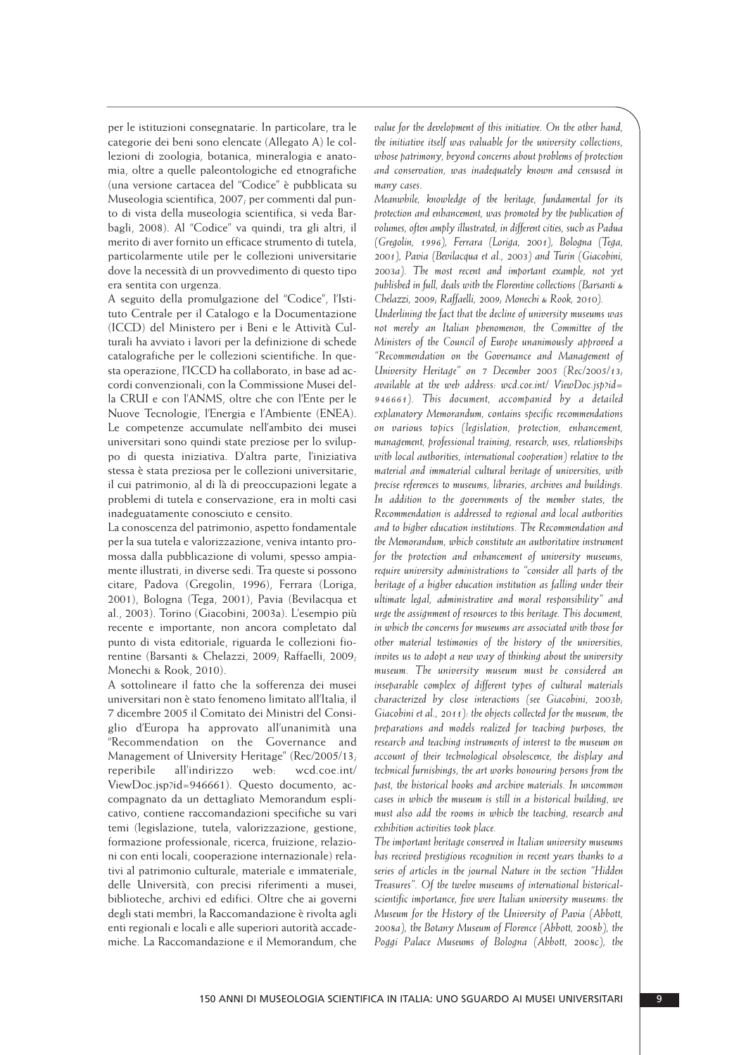per le istituzioni consegnatarie. In particolare, tra le categorie dei beni sono elencate (Allegato A) le collezioni di zoologia, botanica, mineralogia e anatomia, oltre a quelle paleontologiche ed etnografiche (una versione cartacea del "Codice" è pubblicata su Museologia scientifica, 2007; per commenti dal punto di vista della museologia scientifica, si veda Barbagli, 2008). Al "Codice" va quindi, tra gli altri, il merito di aver fornito un efficace strumento di tutela, particolarmente utile per le collezioni universitarie dove la necessità di un provvedimento di questo tipo era sentita con urgenza.

A seguito della promulgazione del "Codice", l'Istituto Centrale per il Catalogo e la Documentazione (ICCD) del Ministero per i Beni e le Attività Culturali ha avviato i lavori per la definizione di schede catalografiche per le collezioni scientifiche. In questa operazione, l'ICCD ha collaborato, in base ad accordi convenzionali, con la Commissione Musei della CRUI e con l'ANMS, oltre che con l'Ente per le Nuove Tecnologie, l'Energia e l'Ambiente (ENEA). Le competenze accumulate nell'ambito dei musei universitari sono quindi state preziose per lo sviluppo di questa iniziativa. D'altra parte, l'iniziativa stessa è stata preziosa per le collezioni universitarie, il cui patrimonio, al di là di preoccupazioni legate a problemi di tutela e conservazione, era in molti casi inadeguatamente conosciuto e censito.

La conoscenza del patrimonio, aspetto fondamentale per la sua tutela e valorizzazione, veniva intanto promossa dalla pubblicazione di volumi, spesso ampiamente illustrati, in diverse sedi. Tra queste si possono citare, Padova (Gregolin, 1996), Ferrara (Loriga, 2001), Bologna (Tega, 2001), Pavia (Bevilacqua et al., 2003). Torino (Giacobini, 2003a). L'esempio più recente e importante, non ancora completato dal punto di vista editoriale, riguarda le collezioni fiorentine (Barsanti & Chelazzi, 2009; Raffaelli, 2009; Monechi & Rook, 2010).

A sottolineare il fatto che la sofferenza dei musei universitari non è stato fenomeno limitato all'Italia, il 7 dicembre 2005 il Comitato dei Ministri del Consiglio d'Europa ha approvato all'unanimità una "Recommendation on the Governance and Management of University Heritage" (Rec/2005/13; reperibile all'indirizzo web: wcd.coe.int/ViewDoc.jsp?id=946661). Questo documento, accompagnato da un dettagliato Memorandum esplicativo, contiene raccomandazioni specifiche su vari temi (legislazione, tutela, valorizzazione, gestione, formazione professionale, ricerca, fruizione, relazioni con enti locali, cooperazione internazionale) relativi al patrimonio culturale, materiale e immateriale, delle Università, con precisi riferimenti a musei, biblioteche, archivi ed edifici. Oltre che ai governi degli stati membri, la Raccomandazione è rivolta agli enti regionali e locali e alle superiori autorità accademiche. La Raccomandazione e il Memorandum, che

*value for the development of this initiative. On the other hand, the initiative itself was valuable for the university collections, whose patrimony, beyond concerns about problems of protection and conservation, was inadequately known and censused in many cases.*

*Meanwhile, knowledge of the heritage, fundamental for its protection and enhancement, was promoted by the publication of volumes, often amply illustrated, in different cities, such as Padua (Gregolin, 1996), Ferrara (Loriga, 2001), Bologna (Tega, 2001), Pavia (Bevilacqua et al., 2003) and Turin (Giacobini, 2003a). The most recent and important example, not yet published in full, deals with the Florentine collections (Barsanti & Chelazzi, 2009; Raffaelli, 2009; Monechi & Rook, 2010).*

*Underlining the fact that the decline of university museums was not merely an Italian phenomenon, the Committee of the Ministers of the Council of Europe unanimously approved a "Recommendation on the Governance and Management of University Heritage" on 7 December 2005 (Rec/2005/13; available at the web address: wcd.coe.int/ ViewDoc.jsp?id= 946661). This document, accompanied by a detailed explanatory Memorandum, contains specific recommendations on various topics (legislation, protection, enhancement, management, professional training, research, uses, relationships with local authorities, international cooperation) relative to the material and immaterial cultural heritage of universities, with precise references to museums, libraries, archives and buildings. In addition to the governments of the member states, the Recommendation is addressed to regional and local authorities and to higher education institutions. The Recommendation and the Memorandum, which constitute an authoritative instrument for the protection and enhancement of university museums, require university administrations to "consider all parts of the heritage of a higher education institution as falling under their ultimate legal, administrative and moral responsibility" and urge the assignment of resources to this heritage. This document, in which the concerns for museums are associated with those for other material testimonies of the history of the universities, invites us to adopt a new way of thinking about the university museum. The university museum must be considered an inseparable complex of different types of cultural materials characterized by close interactions (see Giacobini, 2003b; Giacobini et al., 2011): the objects collected for the museum, the preparations and models realized for teaching purposes, the research and teaching instruments of interest to the museum on account of their technological obsolescence, the display and technical furnishings, the art works honouring persons from the past, the historical books and archive materials. In uncommon cases in which the museum is still in a historical building, we must also add the rooms in which the teaching, research and exhibition activities took place.*

*The important heritage conserved in Italian university museums has received prestigious recognition in recent years thanks to a series of articles in the journal Nature in the section "Hidden Treasures". Of the twelve museums of international historical-scientific importance, five were Italian university museums: the Museum for the History of the University of Pavia (Abbott, 2008a), the Botany Museum of Florence (Abbott, 2008b), the Poggi Palace Museums of Bologna (Abbott, 2008c), the*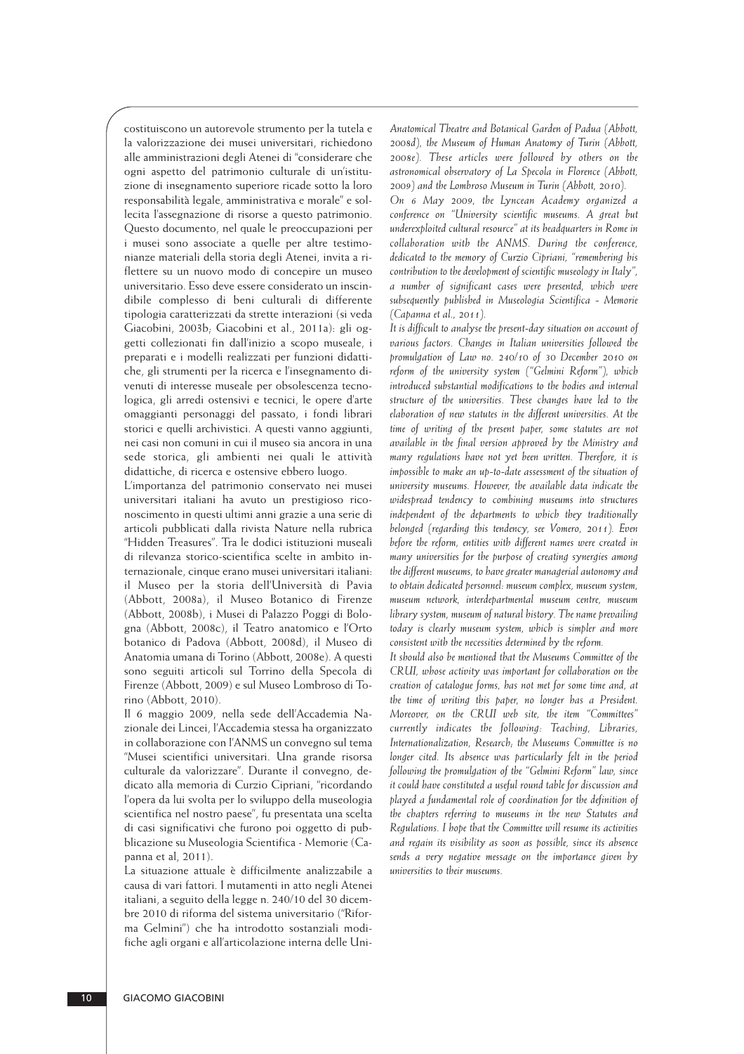costituiscono un autorevole strumento per la tutela e la valorizzazione dei musei universitari, richiedono alle amministrazioni degli Atenei di "considerare che ogni aspetto del patrimonio culturale di un'istituzione di insegnamento superiore ricade sotto la loro responsabilità legale, amministrativa e morale" e sollecita l'assegnazione di risorse a questo patrimonio. Questo documento, nel quale le preoccupazioni per i musei sono associate a quelle per altre testimonianze materiali della storia degli Atenei, invita a riflettere su un nuovo modo di concepire un museo universitario. Esso deve essere considerato un inscindibile complesso di beni culturali di differente tipologia caratterizzati da strette interazioni (si veda Giacobini, 2003b; Giacobini et al., 2011a): gli oggetti collezionati fin dall'inizio a scopo museale, i preparati e i modelli realizzati per funzioni didattiche, gli strumenti per la ricerca e l'insegnamento divenuti di interesse museale per obsolescenza tecnologica, gli arredi ostensivi e tecnici, le opere d'arte omaggianti personaggi del passato, i fondi librari storici e quelli archivistici. A questi vanno aggiunti, nei casi non comuni in cui il museo sia ancora in una sede storica, gli ambienti nei quali le attività didattiche, di ricerca e ostensive ebbero luogo.

L'importanza del patrimonio conservato nei musei universitari italiani ha avuto un prestigioso riconoscimento in questi ultimi anni grazie a una serie di articoli pubblicati dalla rivista Nature nella rubrica "Hidden Treasures". Tra le dodici istituzioni museali di rilevanza storico-scientifica scelte in ambito internazionale, cinque erano musei universitari italiani: il Museo per la storia dell'Università di Pavia (Abbott, 2008a), il Museo Botanico di Firenze (Abbott, 2008b), i Musei di Palazzo Poggi di Bologna (Abbott, 2008c), il Teatro anatomico e l'Orto botanico di Padova (Abbott, 2008d), il Museo di Anatomia umana di Torino (Abbott, 2008e). A questi sono seguiti articoli sul Torrino della Specola di Firenze (Abbott, 2009) e sul Museo Lombroso di Torino (Abbott, 2010).

Il 6 maggio 2009, nella sede dell'Accademia Nazionale dei Lincei, l'Accademia stessa ha organizzato in collaborazione con l'ANMS un convegno sul tema "Musei scientifici universitari. Una grande risorsa culturale da valorizzare". Durante il convegno, dedicato alla memoria di Curzio Cipriani, "ricordando l'opera da lui svolta per lo sviluppo della museologia scientifica nel nostro paese", fu presentata una scelta di casi significativi che furono poi oggetto di pubblicazione su Museologia Scientifica - Memorie (Capanna et al, 2011).

La situazione attuale è difficilmente analizzabile a causa di vari fattori. I mutamenti in atto negli Atenei italiani, a seguito della legge n. 240/10 del 30 dicembre 2010 di riforma del sistema universitario ("Riforma Gelmini") che ha introdotto sostanziali modifiche agli organi e all'articolazione interna delle Uni-

*Anatomical Theatre and Botanical Garden of Padua (Abbott, 2008d), the Museum of Human Anatomy of Turin (Abbott, 2008e). These articles were followed by others on the astronomical observatory of La Specola in Florence (Abbott, 2009) and the Lombroso Museum in Turin (Abbott, 2010).*

*On 6 May 2009, the Lyncean Academy organized a conference on "University scientific museums. A great but underexploited cultural resource" at its headquarters in Rome in collaboration with the ANMS. During the conference, dedicated to the memory of Curzio Cipriani, "remembering his contribution to the development of scientific museology in Italy", a number of significant cases were presented, which were subsequently published in Museologia Scientifica - Memorie (Capanna et al., 2011).*

*It is difficult to analyse the present-day situation on account of various factors. Changes in Italian universities followed the promulgation of Law no. 240/10 of 30 December 2010 on reform of the university system ("Gelmini Reform"), which introduced substantial modifications to the bodies and internal structure of the universities. These changes have led to the elaboration of new statutes in the different universities. At the time of writing of the present paper, some statutes are not available in the final version approved by the Ministry and many regulations have not yet been written. Therefore, it is impossible to make an up-to-date assessment of the situation of university museums. However, the available data indicate the widespread tendency to combining museums into structures independent of the departments to which they traditionally belonged (regarding this tendency, see Vomero, 2011). Even before the reform, entities with different names were created in many universities for the purpose of creating synergies among the different museums, to have greater managerial autonomy and to obtain dedicated personnel: museum complex, museum system, museum network, interdepartmental museum centre, museum library system, museum of natural history. The name prevailing today is clearly museum system, which is simpler and more consistent with the necessities determined by the reform.*

*It should also be mentioned that the Museums Committee of the CRUI, whose activity was important for collaboration on the creation of catalogue forms, has not met for some time and, at the time of writing this paper, no longer has a President. Moreover, on the CRUI web site, the item "Committees" currently indicates the following: Teaching, Libraries, Internationalization, Research; the Museums Committee is no longer cited. Its absence was particularly felt in the period following the promulgation of the "Gelmini Reform" law, since it could have constituted a useful round table for discussion and played a fundamental role of coordination for the definition of the chapters referring to museums in the new Statutes and Regulations. I hope that the Committee will resume its activities and regain its visibility as soon as possible, since its absence sends a very negative message on the importance given by universities to their museums.*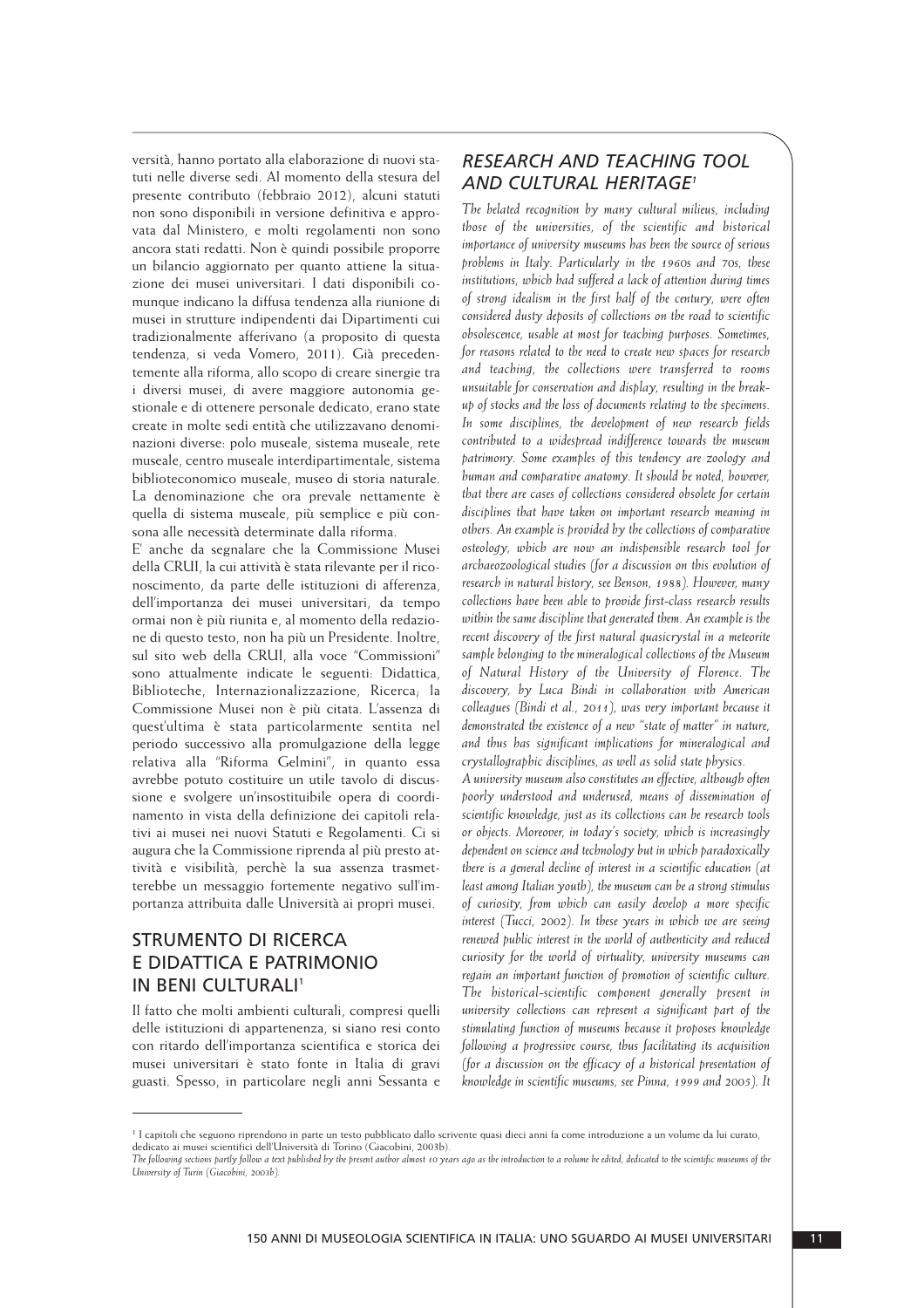versità, hanno portato alla elaborazione di nuovi statuti nelle diverse sedi. Al momento della stesura del presente contributo (febbraio 2012), alcuni statuti non sono disponibili in versione definitiva e approvata dal Ministero, e molti regolamenti non sono ancora stati redatti. Non è quindi possibile proporre un bilancio aggiornato per quanto attiene la situazione dei musei universitari. I dati disponibili comunque indicano la diffusa tendenza alla riunione di musei in strutture indipendenti dai Dipartimenti cui tradizionalmente afferivano (a proposito di questa tendenza, si veda Vomero, 2011). Già precedentemente alla riforma, allo scopo di creare sinergie tra i diversi musei, di avere maggiore autonomia gestionale e di ottenere personale dedicato, erano state create in molte sedi entità che utilizzavano denominazioni diverse: polo museale, sistema museale, rete museale, centro museale interdipartimentale, sistema biblioteconomico museale, museo di storia naturale. La denominazione che ora prevale nettamente è quella di sistema museale, più semplice e più consona alle necessità determinate dalla riforma.

E' anche da segnalare che la Commissione Musei della CRUI, la cui attività è stata rilevante per il riconoscimento, da parte delle istituzioni di afferenza, dell'importanza dei musei universitari, da tempo ormai non è più riunita e, al momento della redazione di questo testo, non ha più un Presidente. Inoltre, sul sito web della CRUI, alla voce "Commissioni" sono attualmente indicate le seguenti: Didattica, Biblioteche, Internazionalizzazione, Ricerca; la Commissione Musei non è più citata. L'assenza di quest'ultima è stata particolarmente sentita nel periodo successivo alla promulgazione della legge relativa alla "Riforma Gelmini", in quanto essa avrebbe potuto costituire un utile tavolo di discussione e svolgere un'insostituibile opera di coordinamento in vista della definizione dei capitoli relativi ai musei nei nuovi Statuti e Regolamenti. Ci si augura che la Commissione riprenda al più presto attività e visibilità, perchè la sua assenza trasmetterebbe un messaggio fortemente negativo sull'importanza attribuita dalle Università ai propri musei.

## STRUMENTO DI RICERCA E DIDATTICA E PATRIMONIO IN BENI CULTURALI[1]

Il fatto che molti ambienti culturali, compresi quelli delle istituzioni di appartenenza, si siano resi conto con ritardo dell'importanza scientifica e storica dei musei universitari è stato fonte in Italia di gravi guasti. Spesso, in particolare negli anni Sessanta e

## *RESEARCH AND TEACHING TOOL AND CULTURAL HERITAGE*[1]

*The belated recognition by many cultural milieus, including those of the universities, of the scientific and historical importance of university museums has been the source of serious problems in Italy. Particularly in the 1960s and 70s, these institutions, which had suffered a lack of attention during times of strong idealism in the first half of the century, were often considered dusty deposits of collections on the road to scientific obsolescence, usable at most for teaching purposes. Sometimes, for reasons related to the need to create new spaces for research and teaching, the collections were transferred to rooms unsuitable for conservation and display, resulting in the breakup of stocks and the loss of documents relating to the specimens. In some disciplines, the development of new research fields contributed to a widespread indifference towards the museum patrimony. Some examples of this tendency are zoology and human and comparative anatomy. It should be noted, however, that there are cases of collections considered obsolete for certain disciplines that have taken on important research meaning in others. An example is provided by the collections of comparative osteology, which are now an indispensible research tool for archaeozoological studies (for a discussion on this evolution of research in natural history, see Benson, 1988). However, many collections have been able to provide first-class research results within the same discipline that generated them. An example is the recent discovery of the first natural quasicrystal in a meteorite sample belonging to the mineralogical collections of the Museum of Natural History of the University of Florence. The discovery, by Luca Bindi in collaboration with American colleagues (Bindi et al., 2011), was very important because it demonstrated the existence of a new "state of matter" in nature, and thus has significant implications for mineralogical and crystallographic disciplines, as well as solid state physics.*

*A university museum also constitutes an effective, although often poorly understood and underused, means of dissemination of scientific knowledge, just as its collections can be research tools or objects. Moreover, in today's society, which is increasingly dependent on science and technology but in which paradoxically there is a general decline of interest in a scientific education (at least among Italian youth), the museum can be a strong stimulus of curiosity, from which can easily develop a more specific interest (Tucci, 2002). In these years in which we are seeing renewed public interest in the world of authenticity and reduced curiosity for the world of virtuality, university museums can regain an important function of promotion of scientific culture. The historical-scientific component generally present in university collections can represent a significant part of the stimulating function of museums because it proposes knowledge following a progressive course, thus facilitating its acquisition (for a discussion on the efficacy of a historical presentation of knowledge in scientific museums, see Pinna, 1999 and 2005). It*

---

[1] I capitoli che seguono riprendono in parte un testo pubblicato dallo scrivente quasi dieci anni fa come introduzione a un volume da lui curato, dedicato ai musei scientifici dell'Università di Torino (Giacobini, 2003b).

*The following sections partly follow a text published by the present author almost 10 years ago as the introduction to a volume he edited, dedicated to the scientific museums of the University of Turin (Giacobini, 2003b).*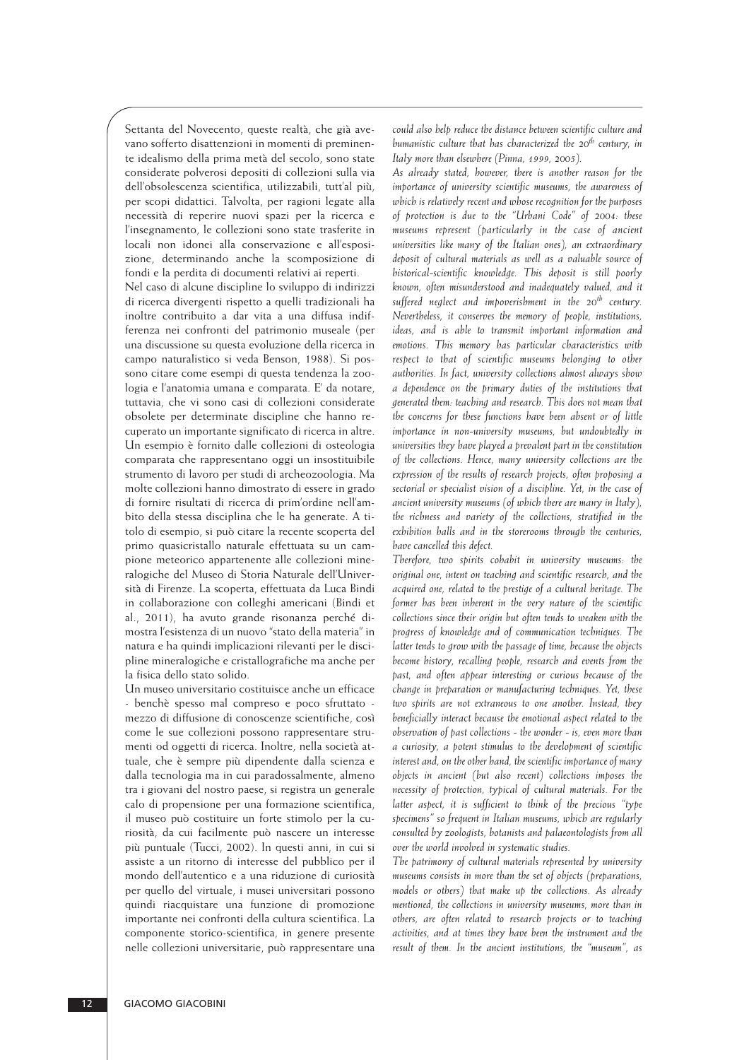Settanta del Novecento, queste realtà, che già avevano sofferto disattenzioni in momenti di preminente idealismo della prima metà del secolo, sono state considerate polverosi depositi di collezioni sulla via dell'obsolescenza scientifica, utilizzabili, tutt'al più, per scopi didattici. Talvolta, per ragioni legate alla necessità di reperire nuovi spazi per la ricerca e l'insegnamento, le collezioni sono state trasferite in locali non idonei alla conservazione e all'esposizione, determinando anche la scomposizione di fondi e la perdita di documenti relativi ai reperti.

Nel caso di alcune discipline lo sviluppo di indirizzi di ricerca divergenti rispetto a quelli tradizionali ha inoltre contribuito a dar vita a una diffusa indifferenza nei confronti del patrimonio museale (per una discussione su questa evoluzione della ricerca in campo naturalistico si veda Benson, 1988). Si possono citare come esempi di questa tendenza la zoologia e l'anatomia umana e comparata. E' da notare, tuttavia, che vi sono casi di collezioni considerate obsolete per determinate discipline che hanno recuperato un importante significato di ricerca in altre. Un esempio è fornito dalle collezioni di osteologia comparata che rappresentano oggi un insostituibile strumento di lavoro per studi di archeozoologia. Ma molte collezioni hanno dimostrato di essere in grado di fornire risultati di ricerca di prim'ordine nell'ambito della stessa disciplina che le ha generate. A titolo di esempio, si può citare la recente scoperta del primo quasicristallo naturale effettuata su un campione meteorico appartenente alle collezioni mineralogiche del Museo di Storia Naturale dell'Università di Firenze. La scoperta, effettuata da Luca Bindi in collaborazione con colleghi americani (Bindi et al., 2011), ha avuto grande risonanza perché dimostra l'esistenza di un nuovo "stato della materia" in natura e ha quindi implicazioni rilevanti per le discipline mineralogiche e cristallografiche ma anche per la fisica dello stato solido.

Un museo universitario costituisce anche un efficace - benchè spesso mal compreso e poco sfruttato - mezzo di diffusione di conoscenze scientifiche, così come le sue collezioni possono rappresentare strumenti od oggetti di ricerca. Inoltre, nella società attuale, che è sempre più dipendente dalla scienza e dalla tecnologia ma in cui paradossalmente, almeno tra i giovani del nostro paese, si registra un generale calo di propensione per una formazione scientifica, il museo può costituire un forte stimolo per la curiosità, da cui facilmente può nascere un interesse più puntuale (Tucci, 2002). In questi anni, in cui si assiste a un ritorno di interesse del pubblico per il mondo dell'autentico e a una riduzione di curiosità per quello del virtuale, i musei universitari possono quindi riacquistare una funzione di promozione importante nei confronti della cultura scientifica. La componente storico-scientifica, in genere presente nelle collezioni universitarie, può rappresentare una

*could also help reduce the distance between scientific culture and humanistic culture that has characterized the 20th century, in Italy more than elsewhere (Pinna, 1999, 2005).*

*As already stated, however, there is another reason for the importance of university scientific museums, the awareness of which is relatively recent and whose recognition for the purposes of protection is due to the "Urbani Code" of 2004: these museums represent (particularly in the case of ancient universities like many of the Italian ones), an extraordinary deposit of cultural materials as well as a valuable source of historical-scientific knowledge. This deposit is still poorly known, often misunderstood and inadequately valued, and it suffered neglect and impoverishment in the 20th century. Nevertheless, it conserves the memory of people, institutions, ideas, and is able to transmit important information and emotions. This memory has particular characteristics with respect to that of scientific museums belonging to other authorities. In fact, university collections almost always show a dependence on the primary duties of the institutions that generated them: teaching and research. This does not mean that the concerns for these functions have been absent or of little importance in non-university museums, but undoubtedly in universities they have played a prevalent part in the constitution of the collections. Hence, many university collections are the expression of the results of research projects, often proposing a sectorial or specialist vision of a discipline. Yet, in the case of ancient university museums (of which there are many in Italy), the richness and variety of the collections, stratified in the exhibition halls and in the storerooms through the centuries, have cancelled this defect.*

*Therefore, two spirits cohabit in university museums: the original one, intent on teaching and scientific research, and the acquired one, related to the prestige of a cultural heritage. The former has been inherent in the very nature of the scientific collections since their origin but often tends to weaken with the progress of knowledge and of communication techniques. The latter tends to grow with the passage of time, because the objects become history, recalling people, research and events from the past, and often appear interesting or curious because of the change in preparation or manufacturing techniques. Yet, these two spirits are not extraneous to one another. Instead, they beneficially interact because the emotional aspect related to the observation of past collections - the wonder - is, even more than a curiosity, a potent stimulus to the development of scientific interest and, on the other hand, the scientific importance of many objects in ancient (but also recent) collections imposes the necessity of protection, typical of cultural materials. For the latter aspect, it is sufficient to think of the precious "type specimens" so frequent in Italian museums, which are regularly consulted by zoologists, botanists and palaeontologists from all over the world involved in systematic studies.*

*The patrimony of cultural materials represented by university museums consists in more than the set of objects (preparations, models or others) that make up the collections. As already mentioned, the collections in university museums, more than in others, are often related to research projects or to teaching activities, and at times they have been the instrument and the result of them. In the ancient institutions, the "museum", as*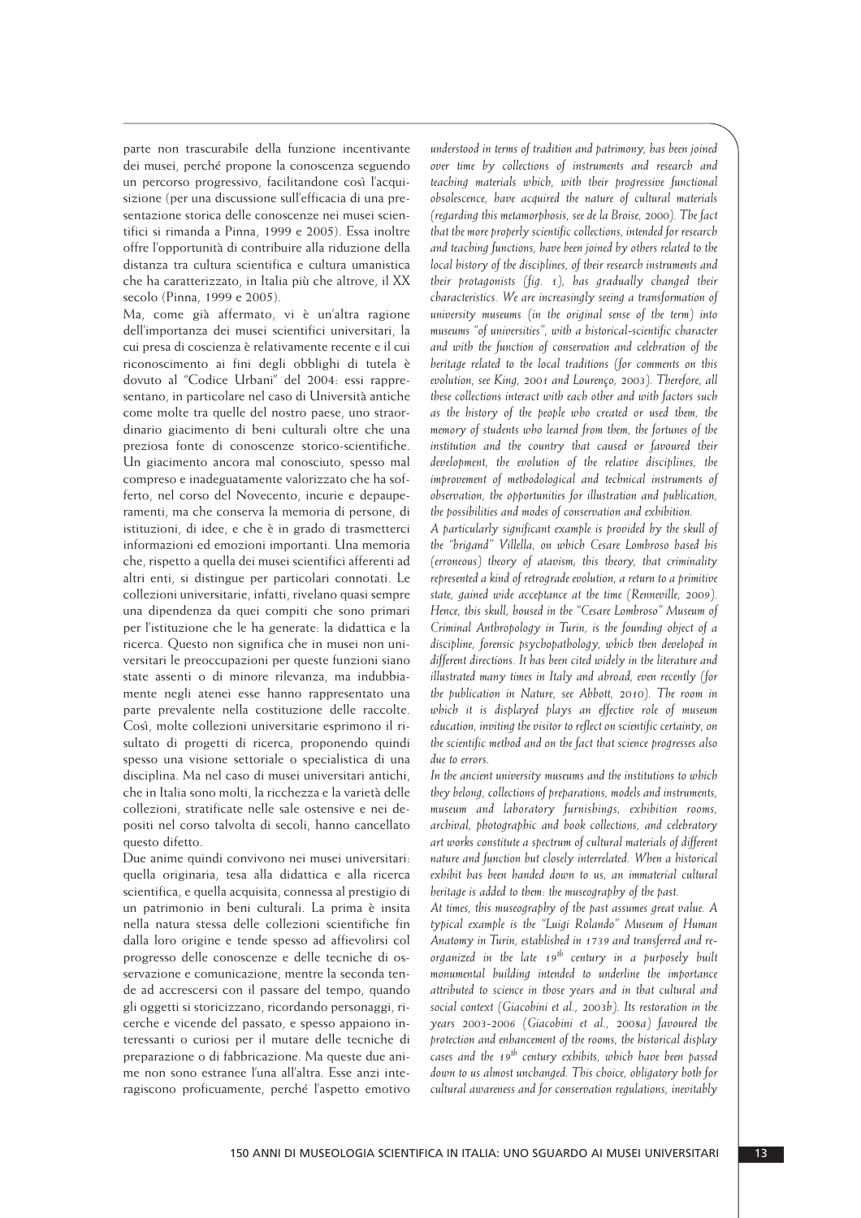parte non trascurabile della funzione incentivante dei musei, perché propone la conoscenza seguendo un percorso progressivo, facilitandone così l'acquisizione (per una discussione sull'efficacia di una presentazione storica delle conoscenze nei musei scientifici si rimanda a Pinna, 1999 e 2005). Essa inoltre offre l'opportunità di contribuire alla riduzione della distanza tra cultura scientifica e cultura umanistica che ha caratterizzato, in Italia più che altrove, il XX secolo (Pinna, 1999 e 2005).

Ma, come già affermato, vi è un'altra ragione dell'importanza dei musei scientifici universitari, la cui presa di coscienza è relativamente recente e il cui riconoscimento ai fini degli obblighi di tutela è dovuto al "Codice Urbani" del 2004: essi rappresentano, in particolare nel caso di Università antiche come molte tra quelle del nostro paese, uno straordinario giacimento di beni culturali oltre che una preziosa fonte di conoscenze storico-scientifiche. Un giacimento ancora mal conosciuto, spesso mal compreso e inadeguatamente valorizzato che ha sofferto, nel corso del Novecento, incurie e depauperamenti, ma che conserva la memoria di persone, di istituzioni, di idee, e che è in grado di trasmetterci informazioni ed emozioni importanti. Una memoria che, rispetto a quella dei musei scientifici afferenti ad altri enti, si distingue per particolari connotati. Le collezioni universitarie, infatti, rivelano quasi sempre una dipendenza da quei compiti che sono primari per l'istituzione che le ha generate: la didattica e la ricerca. Questo non significa che in musei non universitari le preoccupazioni per queste funzioni siano state assenti o di minore rilevanza, ma indubbiamente negli atenei esse hanno rappresentato una parte prevalente nella costituzione delle raccolte. Così, molte collezioni universitarie esprimono il risultato di progetti di ricerca, proponendo quindi spesso una visione settoriale o specialistica di una disciplina. Ma nel caso di musei universitari antichi, che in Italia sono molti, la ricchezza e la varietà delle collezioni, stratificate nelle sale ostensive e nei depositi nel corso talvolta di secoli, hanno cancellato questo difetto.

Due anime quindi convivono nei musei universitari: quella originaria, tesa alla didattica e alla ricerca scientifica, e quella acquisita, connessa al prestigio di un patrimonio in beni culturali. La prima è insita nella natura stessa delle collezioni scientifiche fin dalla loro origine e tende spesso ad affievolirsi col progresso delle conoscenze e delle tecniche di osservazione e comunicazione, mentre la seconda tende ad accrescersi con il passare del tempo, quando gli oggetti si storicizzano, ricordando personaggi, ricerche e vicende del passato, e spesso appaiono interessanti o curiosi per il mutare delle tecniche di preparazione o di fabbricazione. Ma queste due anime non sono estranee l'una all'altra. Esse anzi interagiscono proficuamente, perché l'aspetto emotivo

*understood in terms of tradition and patrimony, has been joined over time by collections of instruments and research and teaching materials which, with their progressive functional obsolescence, have acquired the nature of cultural materials (regarding this metamorphosis, see de la Broise, 2000). The fact that the more properly scientific collections, intended for research and teaching functions, have been joined by others related to the local history of the disciplines, of their research instruments and their protagonists (fig. 1), has gradually changed their characteristics. We are increasingly seeing a transformation of university museums (in the original sense of the term) into museums "of universities", with a historical-scientific character and with the function of conservation and celebration of the heritage related to the local traditions (for comments on this evolution, see King, 2001 and Lourenço, 2003). Therefore, all these collections interact with each other and with factors such as the history of the people who created or used them, the memory of students who learned from them, the fortunes of the institution and the country that caused or favoured their development, the evolution of the relative disciplines, the improvement of methodological and technical instruments of observation, the opportunities for illustration and publication, the possibilities and modes of conservation and exhibition.*

*A particularly significant example is provided by the skull of the "brigand" Villella, on which Cesare Lombroso based his (erroneous) theory of atavism; this theory, that criminality represented a kind of retrograde evolution, a return to a primitive state, gained wide acceptance at the time (Renneville, 2009). Hence, this skull, housed in the "Cesare Lombroso" Museum of Criminal Anthropology in Turin, is the founding object of a discipline, forensic psychopathology, which then developed in different directions. It has been cited widely in the literature and illustrated many times in Italy and abroad, even recently (for the publication in Nature, see Abbott, 2010). The room in which it is displayed plays an effective role of museum education, inviting the visitor to reflect on scientific certainty, on the scientific method and on the fact that science progresses also due to errors.*

*In the ancient university museums and the institutions to which they belong, collections of preparations, models and instruments, museum and laboratory furnishings, exhibition rooms, archival, photographic and book collections, and celebratory art works constitute a spectrum of cultural materials of different nature and function but closely interrelated. When a historical exhibit has been handed down to us, an immaterial cultural heritage is added to them: the museography of the past.*

*At times, this museography of the past assumes great value. A typical example is the "Luigi Rolando" Museum of Human Anatomy in Turin, established in 1739 and transferred and reorganized in the late 19th century in a purposely built monumental building intended to underline the importance attributed to science in those years and in that cultural and social context (Giacobini et al., 2003b). Its restoration in the years 2003-2006 (Giacobini et al., 2008a) favoured the protection and enhancement of the rooms, the historical display cases and the 19th century exhibits, which have been passed down to us almost unchanged. This choice, obligatory both for cultural awareness and for conservation regulations, inevitably*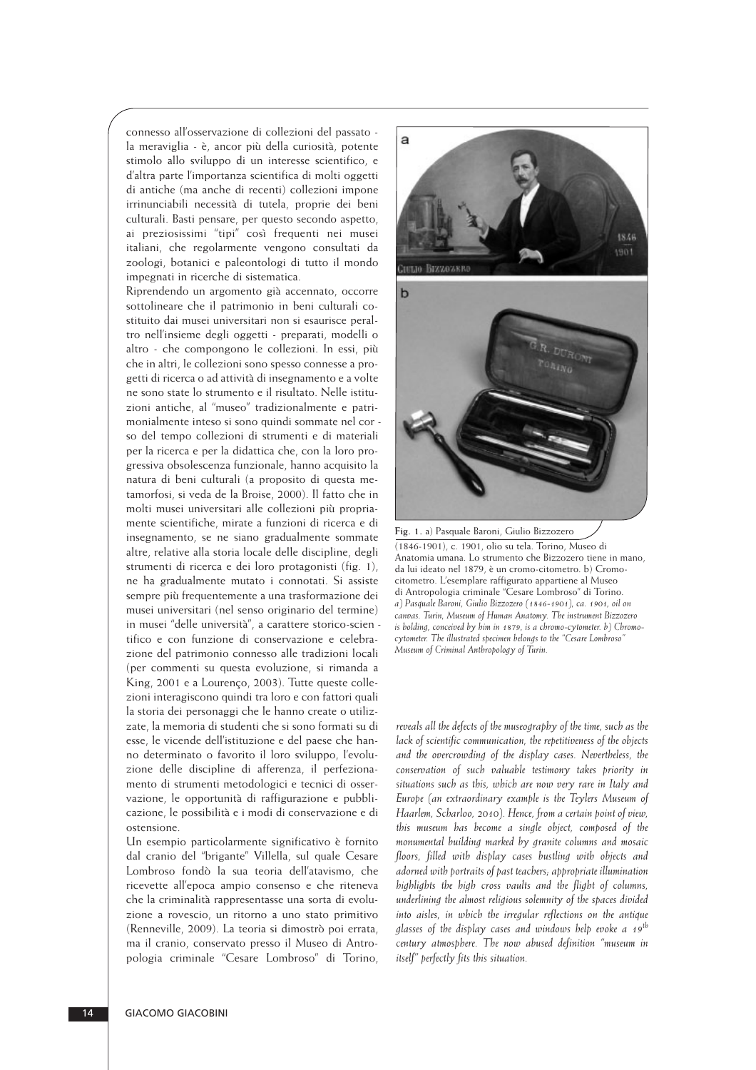connesso all'osservazione di collezioni del passato - la meraviglia - è, ancor più della curiosità, potente stimolo allo sviluppo di un interesse scientifico, e d'altra parte l'importanza scientifica di molti oggetti di antiche (ma anche di recenti) collezioni impone irrinunciabili necessità di tutela, proprie dei beni culturali. Basti pensare, per questo secondo aspetto, ai preziosissimi "tipi" così frequenti nei musei italiani, che regolarmente vengono consultati da zoologi, botanici e paleontologi di tutto il mondo impegnati in ricerche di sistematica.

Riprendendo un argomento già accennato, occorre sottolineare che il patrimonio in beni culturali costituito dai musei universitari non si esaurisce peraltro nell'insieme degli oggetti - preparati, modelli o altro - che compongono le collezioni. In essi, più che in altri, le collezioni sono spesso connesse a progetti di ricerca o ad attività di insegnamento e a volte ne sono state lo strumento e il risultato. Nelle istituzioni antiche, al "museo" tradizionalmente e patrimonialmente inteso si sono quindi sommate nel corso del tempo collezioni di strumenti e di materiali per la ricerca e per la didattica che, con la loro progressiva obsolescenza funzionale, hanno acquisito la natura di beni culturali (a proposito di questa metamorfosi, si veda de la Broise, 2000). Il fatto che in molti musei universitari alle collezioni più propriamente scientifiche, mirate a funzioni di ricerca e di insegnamento, se ne siano gradualmente sommate altre, relative alla storia locale delle discipline, degli strumenti di ricerca e dei loro protagonisti (fig. 1), ne ha gradualmente mutato i connotati. Si assiste sempre più frequentemente a una trasformazione dei musei universitari (nel senso originario del termine) in musei "delle università", a carattere storico-scientifico e con funzione di conservazione e celebrazione del patrimonio connesso alle tradizioni locali (per commenti su questa evoluzione, si rimanda a King, 2001 e a Lourenço, 2003). Tutte queste collezioni interagiscono quindi tra loro e con fattori quali la storia dei personaggi che le hanno create o utilizzate, la memoria di studenti che si sono formati su di esse, le vicende dell'istituzione e del paese che hanno determinato o favorito il loro sviluppo, l'evoluzione delle discipline di afferenza, il perfezionamento di strumenti metodologici e tecnici di osservazione, le opportunità di raffigurazione e pubblicazione, le possibilità e i modi di conservazione e di ostensione.

Un esempio particolarmente significativo è fornito dal cranio del "brigante" Villella, sul quale Cesare Lombroso fondò la sua teoria dell'atavismo, che ricevette all'epoca ampio consenso e che riteneva che la criminalità rappresentasse una sorta di evoluzione a rovescio, un ritorno a uno stato primitivo (Renneville, 2009). La teoria si dimostrò poi errata, ma il cranio, conservato presso il Museo di Antropologia criminale "Cesare Lombroso" di Torino,

**Fig. 1.** a) Pasquale Baroni, Giulio Bizzozero (1846-1901), c. 1901, olio su tela. Torino, Museo di Anatomia umana. Lo strumento che Bizzozero tiene in mano, da lui ideato nel 1879, è un cromo-citometro. b) Cromocitometro. L'esemplare raffigurato appartiene al Museo di Antropologia criminale "Cesare Lombroso" di Torino.
*a) Pasquale Baroni, Giulio Bizzozero (1846-1901), ca. 1901, oil on canvas. Turin, Museum of Human Anatomy. The instrument Bizzozero is holding, conceived by him in 1879, is a chromo-cytometer. b) Chromo-cytometer. The illustrated specimen belongs to the "Cesare Lombroso" Museum of Criminal Anthropology of Turin.*

*reveals all the defects of the museography of the time, such as the lack of scientific communication, the repetitiveness of the objects and the overcrowding of the display cases. Nevertheless, the conservation of such valuable testimony takes priority in situations such as this, which are now very rare in Italy and Europe (an extraordinary example is the Teylers Museum of Haarlem, Scharloo, 2010). Hence, from a certain point of view, this museum has become a single object, composed of the monumental building marked by granite columns and mosaic floors, filled with display cases bustling with objects and adorned with portraits of past teachers; appropriate illumination highlights the high cross vaults and the flight of columns, underlining the almost religious solemnity of the spaces divided into aisles, in which the irregular reflections on the antique glasses of the display cases and windows help evoke a 19th century atmosphere. The now abused definition "museum in itself" perfectly fits this situation.*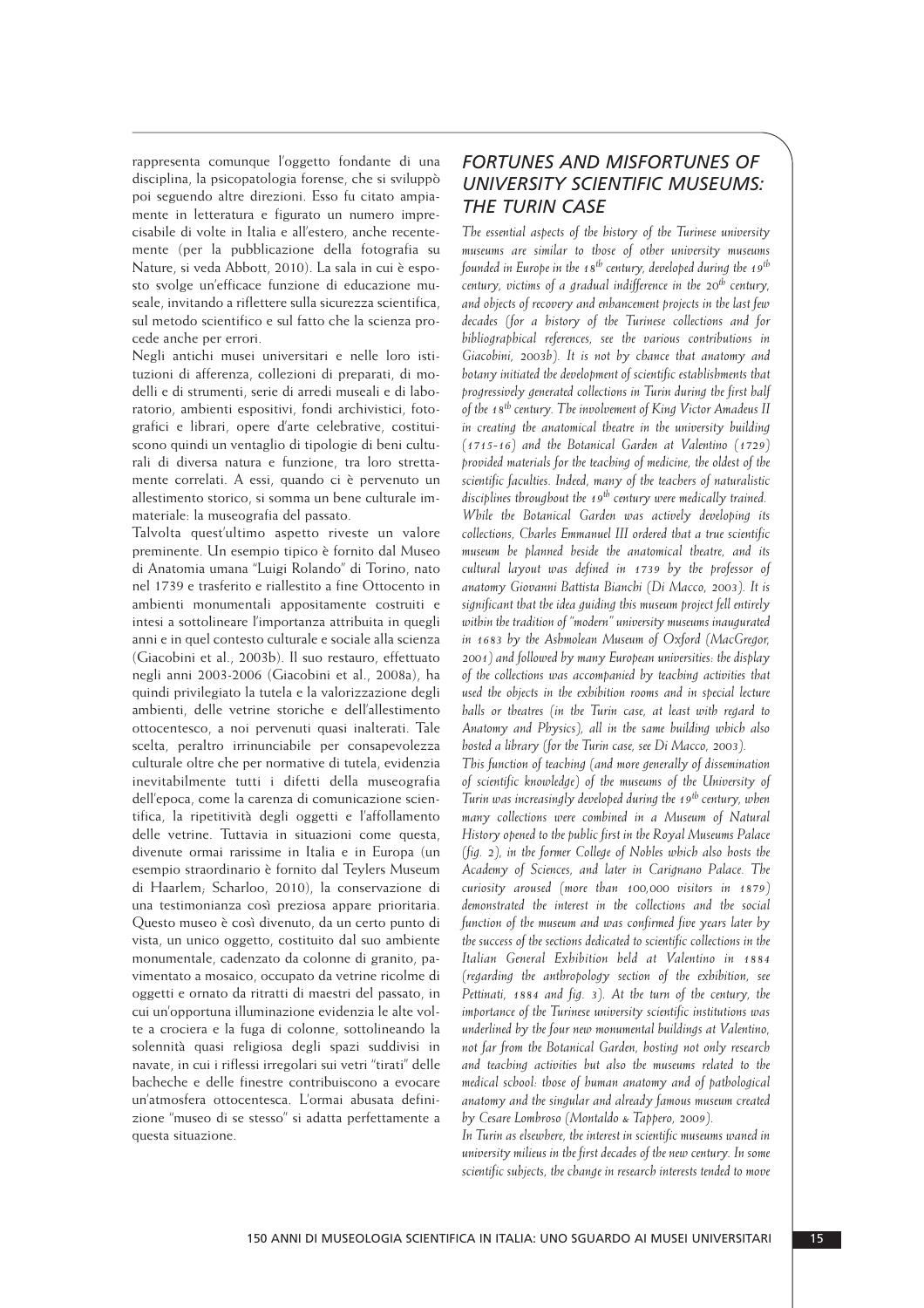rappresenta comunque l'oggetto fondante di una disciplina, la psicopatologia forense, che si sviluppò poi seguendo altre direzioni. Esso fu citato ampiamente in letteratura e figurato un numero imprecisabile di volte in Italia e all'estero, anche recentemente (per la pubblicazione della fotografia su Nature, si veda Abbott, 2010). La sala in cui è esposto svolge un'efficace funzione di educazione museale, invitando a riflettere sulla sicurezza scientifica, sul metodo scientifico e sul fatto che la scienza procede anche per errori.

Negli antichi musei universitari e nelle loro istituzioni di afferenza, collezioni di preparati, di modelli e di strumenti, serie di arredi museali e di laboratorio, ambienti espositivi, fondi archivistici, fotografici e librari, opere d'arte celebrative, costituiscono quindi un ventaglio di tipologie di beni culturali di diversa natura e funzione, tra loro strettamente correlati. A essi, quando ci è pervenuto un allestimento storico, si somma un bene culturale immateriale: la museografia del passato.

Talvolta quest'ultimo aspetto riveste un valore preminente. Un esempio tipico è fornito dal Museo di Anatomia umana "Luigi Rolando" di Torino, nato nel 1739 e trasferito e riallestito a fine Ottocento in ambienti monumentali appositamente costruiti e intesi a sottolineare l'importanza attribuita in quegli anni e in quel contesto culturale e sociale alla scienza (Giacobini et al., 2003b). Il suo restauro, effettuato negli anni 2003-2006 (Giacobini et al., 2008a), ha quindi privilegiato la tutela e la valorizzazione degli ambienti, delle vetrine storiche e dell'allestimento ottocentesco, a noi pervenuti quasi inalterati. Tale scelta, peraltro irrinunciabile per consapevolezza culturale oltre che per normative di tutela, evidenzia inevitabilmente tutti i difetti della museografia dell'epoca, come la carenza di comunicazione scientifica, la ripetitività degli oggetti e l'affollamento delle vetrine. Tuttavia in situazioni come questa, divenute ormai rarissime in Italia e in Europa (un esempio straordinario è fornito dal Teylers Museum di Haarlem; Scharloo, 2010), la conservazione di una testimonianza così preziosa appare prioritaria. Questo museo è così divenuto, da un certo punto di vista, un unico oggetto, costituito dal suo ambiente monumentale, cadenzato da colonne di granito, pavimentato a mosaico, occupato da vetrine ricolme di oggetti e ornato da ritratti di maestri del passato, in cui un'opportuna illuminazione evidenzia le alte volte a crociera e la fuga di colonne, sottolineando la solennità quasi religiosa degli spazi suddivisi in navate, in cui i riflessi irregolari sui vetri "tirati" delle bacheche e delle finestre contribuiscono a evocare un'atmosfera ottocentesca. L'ormai abusata definizione "museo di se stesso" si adatta perfettamente a questa situazione.

## *FORTUNES AND MISFORTUNES OF UNIVERSITY SCIENTIFIC MUSEUMS: THE TURIN CASE*

*The essential aspects of the history of the Turinese university museums are similar to those of other university museums founded in Europe in the 18th century, developed during the 19th century, victims of a gradual indifference in the 20th century, and objects of recovery and enhancement projects in the last few decades (for a history of the Turinese collections and for bibliographical references, see the various contributions in Giacobini, 2003b). It is not by chance that anatomy and botany initiated the development of scientific establishments that progressively generated collections in Turin during the first half of the 18th century. The involvement of King Victor Amadeus II in creating the anatomical theatre in the university building (1715-16) and the Botanical Garden at Valentino (1729) provided materials for the teaching of medicine, the oldest of the scientific faculties. Indeed, many of the teachers of naturalistic disciplines throughout the 19th century were medically trained.*

*While the Botanical Garden was actively developing its collections, Charles Emmanuel III ordered that a true scientific museum be planned beside the anatomical theatre, and its cultural layout was defined in 1739 by the professor of anatomy Giovanni Battista Bianchi (Di Macco, 2003). It is significant that the idea guiding this museum project fell entirely within the tradition of "modern" university museums inaugurated in 1683 by the Ashmolean Museum of Oxford (MacGregor, 2001) and followed by many European universities: the display of the collections was accompanied by teaching activities that used the objects in the exhibition rooms and in special lecture halls or theatres (in the Turin case, at least with regard to Anatomy and Physics), all in the same building which also hosted a library (for the Turin case, see Di Macco, 2003).*

*This function of teaching (and more generally of dissemination of scientific knowledge) of the museums of the University of Turin was increasingly developed during the 19th century, when many collections were combined in a Museum of Natural History opened to the public first in the Royal Museums Palace (fig. 2), in the former College of Nobles which also hosts the Academy of Sciences, and later in Carignano Palace. The curiosity aroused (more than 100,000 visitors in 1879) demonstrated the interest in the collections and the social function of the museum and was confirmed five years later by the success of the sections dedicated to scientific collections in the Italian General Exhibition held at Valentino in 1884 (regarding the anthropology section of the exhibition, see Pettinati, 1884 and fig. 3). At the turn of the century, the importance of the Turinese university scientific institutions was underlined by the four new monumental buildings at Valentino, not far from the Botanical Garden, hosting not only research and teaching activities but also the museums related to the medical school: those of human anatomy and of pathological anatomy and the singular and already famous museum created by Cesare Lombroso (Montaldo & Tappero, 2009).*

*In Turin as elsewhere, the interest in scientific museums waned in university milieus in the first decades of the new century. In some scientific subjects, the change in research interests tended to move*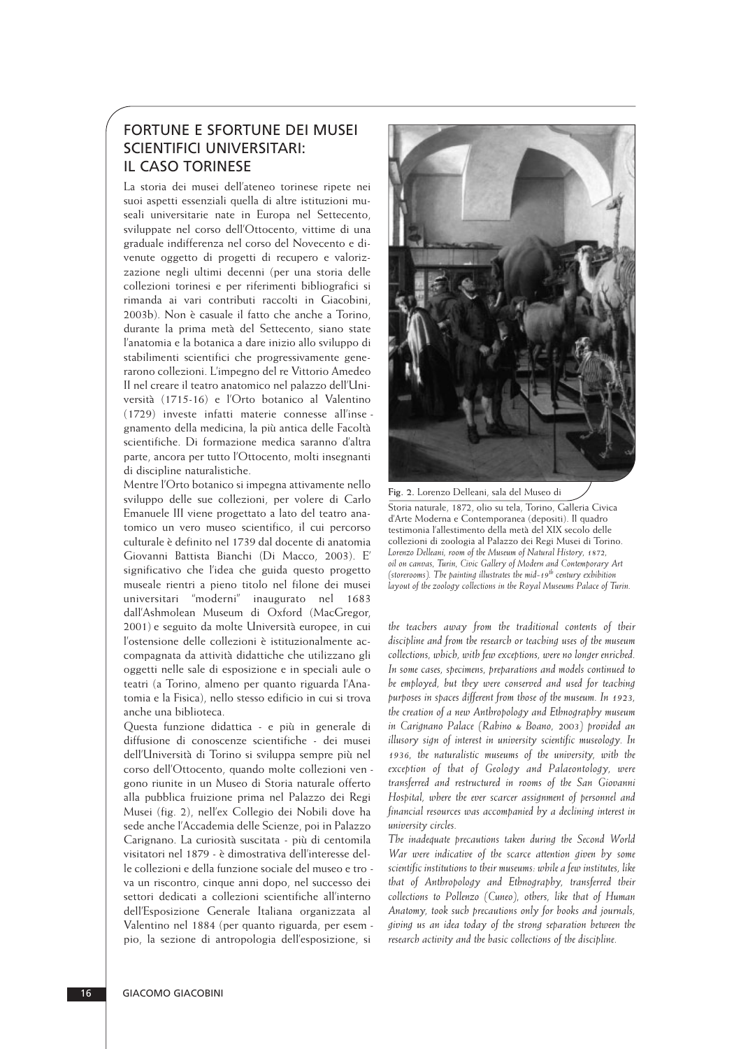## FORTUNE E SFORTUNE DEI MUSEI SCIENTIFICI UNIVERSITARI: IL CASO TORINESE

La storia dei musei dell'ateneo torinese ripete nei suoi aspetti essenziali quella di altre istituzioni museali universitarie nate in Europa nel Settecento, sviluppate nel corso dell'Ottocento, vittime di una graduale indifferenza nel corso del Novecento e divenute oggetto di progetti di recupero e valorizzazione negli ultimi decenni (per una storia delle collezioni torinesi e per riferimenti bibliografici si rimanda ai vari contributi raccolti in Giacobini, 2003b). Non è casuale il fatto che anche a Torino, durante la prima metà del Settecento, siano state l'anatomia e la botanica a dare inizio allo sviluppo di stabilimenti scientifici che progressivamente generarono collezioni. L'impegno del re Vittorio Amedeo II nel creare il teatro anatomico nel palazzo dell'Università (1715-16) e l'Orto botanico al Valentino (1729) investe infatti materie connesse all'insegnamento della medicina, la più antica delle Facoltà scientifiche. Di formazione medica saranno d'altra parte, ancora per tutto l'Ottocento, molti insegnanti di discipline naturalistiche.

Mentre l'Orto botanico si impegna attivamente nello sviluppo delle sue collezioni, per volere di Carlo Emanuele III viene progettato a lato del teatro anatomico un vero museo scientifico, il cui percorso culturale è definito nel 1739 dal docente di anatomia Giovanni Battista Bianchi (Di Macco, 2003). E' significativo che l'idea che guida questo progetto museale rientri a pieno titolo nel filone dei musei universitari "moderni" inaugurato nel 1683 dall'Ashmolean Museum di Oxford (MacGregor, 2001) e seguito da molte Università europee, in cui l'ostensione delle collezioni è istituzionalmente accompagnata da attività didattiche che utilizzano gli oggetti nelle sale di esposizione e in speciali aule o teatri (a Torino, almeno per quanto riguarda l'Anatomia e la Fisica), nello stesso edificio in cui si trova anche una biblioteca.

Questa funzione didattica - e più in generale di diffusione di conoscenze scientifiche - dei musei dell'Università di Torino si sviluppa sempre più nel corso dell'Ottocento, quando molte collezioni vengono riunite in un Museo di Storia naturale offerto alla pubblica fruizione prima nel Palazzo dei Regi Musei (fig. 2), nell'ex Collegio dei Nobili dove ha sede anche l'Accademia delle Scienze, poi in Palazzo Carignano. La curiosità suscitata - più di centomila visitatori nel 1879 - è dimostrativa dell'interesse delle collezioni e della funzione sociale del museo e trova un riscontro, cinque anni dopo, nel successo dei settori dedicati a collezioni scientifiche all'interno dell'Esposizione Generale Italiana organizzata al Valentino nel 1884 (per quanto riguarda, per esempio, la sezione di antropologia dell'esposizione, si

**Fig. 2.** Lorenzo Delleani, sala del Museo di Storia naturale, 1872, olio su tela, Torino, Galleria Civica d'Arte Moderna e Contemporanea (depositi). Il quadro testimonia l'allestimento della metà del XIX secolo delle collezioni di zoologia al Palazzo dei Regi Musei di Torino.
*Lorenzo Delleani, room of the Museum of Natural History, 1872, oil on canvas, Turin, Civic Gallery of Modern and Contemporary Art (storerooms). The painting illustrates the mid-19th century exhibition layout of the zoology collections in the Royal Museums Palace of Turin.*

*the teachers away from the traditional contents of their discipline and from the research or teaching uses of the museum collections, which, with few exceptions, were no longer enriched. In some cases, specimens, preparations and models continued to be employed, but they were conserved and used for teaching purposes in spaces different from those of the museum. In 1923, the creation of a new Anthropology and Ethnography museum in Carignano Palace (Rabino & Boano, 2003) provided an illusory sign of interest in university scientific museology. In 1936, the naturalistic museums of the university, with the exception of that of Geology and Palaeontology, were transferred and restructured in rooms of the San Giovanni Hospital, where the ever scarcer assignment of personnel and financial resources was accompanied by a declining interest in university circles.*

*The inadequate precautions taken during the Second World War were indicative of the scarce attention given by some scientific institutions to their museums: while a few institutes, like that of Anthropology and Ethnography, transferred their collections to Pollenzo (Cuneo), others, like that of Human Anatomy, took such precautions only for books and journals, giving us an idea today of the strong separation between the research activity and the basic collections of the discipline.*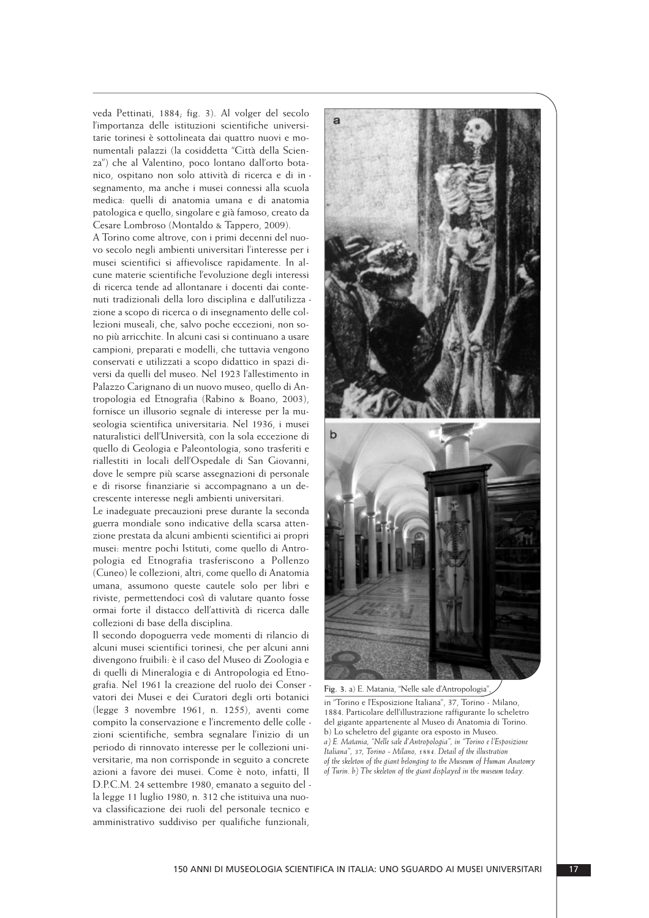veda Pettinati, 1884; fig. 3). Al volger del secolo l'importanza delle istituzioni scientifiche universitarie torinesi è sottolineata dai quattro nuovi e monumentali palazzi (la cosiddetta "Città della Scienza") che al Valentino, poco lontano dall'orto botanico, ospitano non solo attività di ricerca e di insegnamento, ma anche i musei connessi alla scuola medica: quelli di anatomia umana e di anatomia patologica e quello, singolare e già famoso, creato da Cesare Lombroso (Montaldo & Tappero, 2009).

A Torino come altrove, con i primi decenni del nuovo secolo negli ambienti universitari l'interesse per i musei scientifici si affievolisce rapidamente. In alcune materie scientifiche l'evoluzione degli interessi di ricerca tende ad allontanare i docenti dai contenuti tradizionali della loro disciplina e dall'utilizzazione a scopo di ricerca o di insegnamento delle collezioni museali, che, salvo poche eccezioni, non sono più arricchite. In alcuni casi si continuano a usare campioni, preparati e modelli, che tuttavia vengono conservati e utilizzati a scopo didattico in spazi diversi da quelli del museo. Nel 1923 l'allestimento in Palazzo Carignano di un nuovo museo, quello di Antropologia ed Etnografia (Rabino & Boano, 2003), fornisce un illusorio segnale di interesse per la museologia scientifica universitaria. Nel 1936, i musei naturalistici dell'Università, con la sola eccezione di quello di Geologia e Paleontologia, sono trasferiti e riallestiti in locali dell'Ospedale di San Giovanni, dove le sempre più scarse assegnazioni di personale e di risorse finanziarie si accompagnano a un decrescente interesse negli ambienti universitari.

Le inadeguate precauzioni prese durante la seconda guerra mondiale sono indicative della scarsa attenzione prestata da alcuni ambienti scientifici ai propri musei: mentre pochi Istituti, come quello di Antropologia ed Etnografia trasferiscono a Pollenzo (Cuneo) le collezioni, altri, come quello di Anatomia umana, assumono queste cautele solo per libri e riviste, permettendoci così di valutare quanto fosse ormai forte il distacco dell'attività di ricerca dalle collezioni di base della disciplina.

Il secondo dopoguerra vede momenti di rilancio di alcuni musei scientifici torinesi, che per alcuni anni divengono fruibili: è il caso del Museo di Zoologia e di quelli di Mineralogia e di Antropologia ed Etnografia. Nel 1961 la creazione del ruolo dei Conservatori dei Musei e dei Curatori degli orti botanici (legge 3 novembre 1961, n. 1255), aventi come compito la conservazione e l'incremento delle collezioni scientifiche, sembra segnalare l'inizio di un periodo di rinnovato interesse per le collezioni universitarie, ma non corrisponde in seguito a concrete azioni a favore dei musei. Come è noto, infatti, Il D.P.C.M. 24 settembre 1980, emanato a seguito della legge 11 luglio 1980, n. 312 che istituiva una nuova classificazione dei ruoli del personale tecnico e amministrativo suddiviso per qualifiche funzionali,

**Fig. 3.** a) E. Matania, "Nelle sale d'Antropologia", in "Torino e l'Esposizione Italiana", 37, Torino - Milano, 1884. Particolare dell'illustrazione raffigurante lo scheletro del gigante appartenente al Museo di Anatomia di Torino. b) Lo scheletro del gigante ora esposto in Museo.
*a) E. Matania, "Nelle sale d'Antropologia", in "Torino e l'Esposizione Italiana", 37, Torino - Milano, 1884. Detail of the illustration of the skeleton of the giant belonging to the Museum of Human Anatomy of Turin. b) The skeleton of the giant displayed in the museum today.*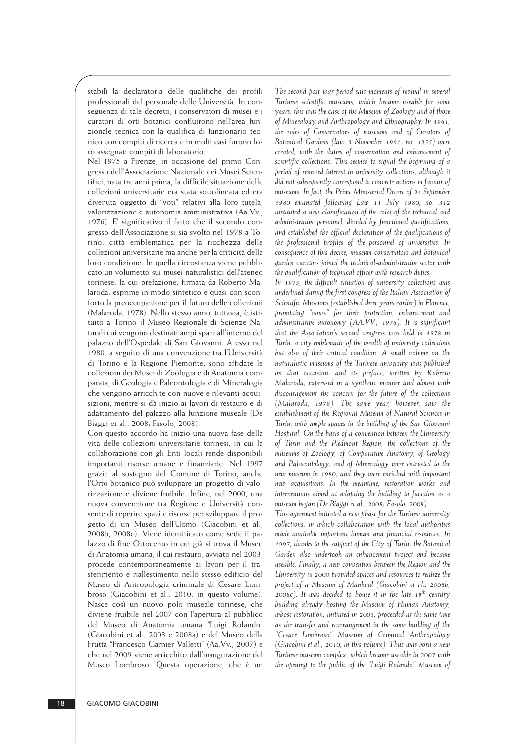stabilì la declaratoria delle qualifiche dei profili professionali del personale delle Università. In conseguenza di tale decreto, i conservatori di musei e i curatori di orti botanici confluirono nell'area funzionale tecnica con la qualifica di funzionario tecnico con compiti di ricerca e in molti casi furono loro assegnati compiti di laboratorio.

Nel 1975 a Firenze, in occasione del primo Congresso dell'Associazione Nazionale dei Musei Scientifici, nata tre anni prima, la difficile situazione delle collezioni universitarie era stata sottolineata ed era divenuta oggetto di "voti" relativi alla loro tutela, valorizzazione e autonomia amministrativa (Aa.Vv., 1976). E' significativo il fatto che il secondo congresso dell'Associazione si sia svolto nel 1978 a Torino, città emblematica per la ricchezza delle collezioni universitarie ma anche per la criticità della loro condizione. In quella circostanza viene pubblicato un volumetto sui musei naturalistici dell'ateneo torinese, la cui prefazione, firmata da Roberto Malaroda, esprime in modo sintetico e quasi con sconforto la preoccupazione per il futuro delle collezioni (Malaroda, 1978). Nello stesso anno, tuttavia, è istituito a Torino il Museo Regionale di Scienze Naturali cui vengono destinati ampi spazi all'interno del palazzo dell'Ospedale di San Giovanni. A esso nel 1980, a seguito di una convenzione tra l'Università di Torino e la Regione Piemonte, sono affidate le collezioni dei Musei di Zoologia e di Anatomia comparata, di Geologia e Paleontologia e di Mineralogia che vengono arricchite con nuove e rilevanti acquisizioni, mentre si dà inizio ai lavori di restauro e di adattamento del palazzo alla funzione museale (De Biaggi et al., 2008; Fasolo, 2008).

Con questo accordo ha inizio una nuova fase della vita delle collezioni universitarie torinesi, in cui la collaborazione con gli Enti locali rende disponibili importanti risorse umane e finanziarie. Nel 1997 grazie al sostegno del Comune di Torino, anche l'Orto botanico può sviluppare un progetto di valorizzazione e diviene fruibile. Infine, nel 2000, una nuova convenzione tra Regione e Università consente di reperire spazi e risorse per sviluppare il progetto di un Museo dell'Uomo (Giacobini et al., 2008b, 2008c). Viene identificato come sede il palazzo di fine Ottocento in cui già si trova il Museo di Anatomia umana, il cui restauro, avviato nel 2003, procede contemporaneamente ai lavori per il trasferimento e riallestimento nello stesso edificio del Museo di Antropologia criminale di Cesare Lombroso (Giacobini et al., 2010, in questo volume). Nasce così un nuovo polo museale torinese, che diviene fruibile nel 2007 con l'apertura al pubblico del Museo di Anatomia umana "Luigi Rolando" (Giacobini et al., 2003 e 2008a) e del Museo della Frutta "Francesco Garnier Valletti" (Aa.Vv., 2007) e che nel 2009 viene arricchito dall'inaugurazione del Museo Lombroso. Questa operazione, che è un

*The second post-war period saw moments of revival in several Turinese scientific museums, which became useable for some years: this was the case of the Museum of Zoology and of those of Mineralogy and Anthropology and Ethnography. In 1961, the roles of Conservators of museums and of Curators of Botanical Gardens (law 3 November 1961, no. 1255) were created, with the duties of conservation and enhancement of scientific collections. This seemed to signal the beginning of a period of renewed interest in university collections, although it did not subsequently correspond to concrete actions in favour of museums. In fact, the Prime Ministerial Decree of 24 September 1980 emanated following Law 11 July 1980, no. 312 instituted a new classification of the roles of the technical and administrative personnel, divided by functional qualifications, and established the official declaration of the qualifications of the professional profiles of the personnel of universities. In consequence of this decree, museum conservators and botanical garden curators joined the technical-administrative sector with the qualification of technical officer with research duties.*

*In 1975, the difficult situation of university collections was underlined during the first congress of the Italian Association of Scientific Museums (established three years earlier) in Florence, prompting "vows" for their protection, enhancement and administrative autonomy (AA.VV., 1976). It is significant that the Association's second congress was held in 1978 in Turin, a city emblematic of the wealth of university collections but also of their critical condition. A small volume on the naturalistic museums of the Turinese university was published on that occasion, and its preface, written by Roberto Malaroda, expressed in a synthetic manner and almost with discouragement the concern for the future of the collections (Malaroda, 1978). The same year, however, saw the establishment of the Regional Museum of Natural Sciences in Turin, with ample spaces in the building of the San Giovanni Hospital. On the basis of a convention between the University of Turin and the Piedmont Region, the collections of the museums of Zoology, of Comparative Anatomy, of Geology and Palaeontology, and of Mineralogy were entrusted to the new museum in 1980, and they were enriched with important new acquisitions. In the meantime, restoration works and interventions aimed at adapting the building to function as a museum began (De Biaggi et al., 2008; Fasolo, 2008).*

*This agreement initiated a new phase for the Turinese university collections, in which collaboration with the local authorities made available important human and financial resources. In 1997, thanks to the support of the City of Turin, the Botanical Garden also undertook an enhancement project and became useable. Finally, a new convention between the Region and the University in 2000 provided spaces and resources to realize the project of a Museum of Mankind (Giacobini et al., 2008b, 2008c). It was decided to house it in the late 19th century building already hosting the Museum of Human Anatomy, whose restoration, initiated in 2003, proceeded at the same time as the transfer and rearrangement in the same building of the "Cesare Lombroso" Museum of Criminal Anthropology (Giacobini et al., 2010, in this volume). Thus was born a new Turinese museum complex, which became useable in 2007 with the opening to the public of the "Luigi Rolando" Museum of*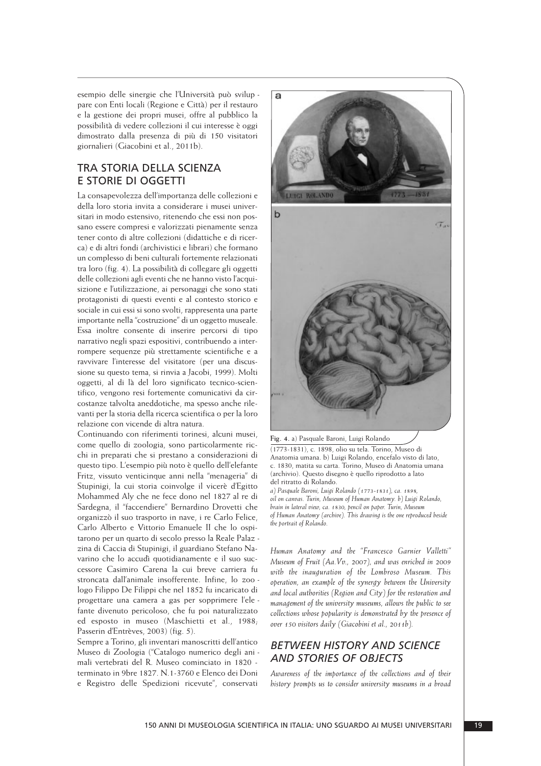esempio delle sinergie che l'Università può sviluppare con Enti locali (Regione e Città) per il restauro e la gestione dei propri musei, offre al pubblico la possibilità di vedere collezioni il cui interesse è oggi dimostrato dalla presenza di più di 150 visitatori giornalieri (Giacobini et al., 2011b).

## TRA STORIA DELLA SCIENZA E STORIE DI OGGETTI

La consapevolezza dell'importanza delle collezioni e della loro storia invita a considerare i musei universitari in modo estensivo, ritenendo che essi non possano essere compresi e valorizzati pienamente senza tener conto di altre collezioni (didattiche e di ricerca) e di altri fondi (archivistici e librari) che formano un complesso di beni culturali fortemente relazionati tra loro (fig. 4). La possibilità di collegare gli oggetti delle collezioni agli eventi che ne hanno visto l'acquisizione e l'utilizzazione, ai personaggi che sono stati protagonisti di questi eventi e al contesto storico e sociale in cui essi si sono svolti, rappresenta una parte importante nella "costruzione" di un oggetto museale. Essa inoltre consente di inserire percorsi di tipo narrativo negli spazi espositivi, contribuendo a interrompere sequenze più strettamente scientifiche e a ravvivare l'interesse del visitatore (per una discussione su questo tema, si rinvia a Jacobi, 1999). Molti oggetti, al di là del loro significato tecnico-scientifico, vengono resi fortemente comunicativi da circostanze talvolta aneddotiche, ma spesso anche rilevanti per la storia della ricerca scientifica o per la loro relazione con vicende di altra natura.

Continuando con riferimenti torinesi, alcuni musei, come quello di zoologia, sono particolarmente ricchi in preparati che si prestano a considerazioni di questo tipo. L'esempio più noto è quello dell'elefante Fritz, vissuto venticinque anni nella "menageria" di Stupinigi, la cui storia coinvolge il vicerè d'Egitto Mohammed Aly che ne fece dono nel 1827 al re di Sardegna, il "faccendiere" Bernardino Drovetti che organizzò il suo trasporto in nave, i re Carlo Felice, Carlo Alberto e Vittorio Emanuele II che lo ospitarono per un quarto di secolo presso la Reale Palazzina di Caccia di Stupinigi, il guardiano Stefano Navarino che lo accudì quotidianamente e il suo successore Casimiro Carena la cui breve carriera fu stroncata dall'animale insofferente. Infine, lo zoologo Filippo De Filippi che nel 1852 fu incaricato di progettare una camera a gas per sopprimere l'elefante divenuto pericoloso, che fu poi naturalizzato ed esposto in museo (Maschietti et al., 1988; Passerin d'Entrèves, 2003) (fig. 5).

Sempre a Torino, gli inventari manoscritti dell'antico Museo di Zoologia ("Catalogo numerico degli animali vertebrati del R. Museo cominciato in 1820 - terminato in 9bre 1827. N.1-3760 e Elenco dei Doni e Registro delle Spedizioni ricevute", conservati

**Fig. 4.** a) Pasquale Baroni, Luigi Rolando (1773-1831), c. 1898, olio su tela. Torino, Museo di Anatomia umana. b) Luigi Rolando, encefalo visto di lato, c. 1830, matita su carta. Torino, Museo di Anatomia umana (archivio). Questo disegno è quello riprodotto a lato del ritratto di Rolando.
*a) Pasquale Baroni, Luigi Rolando (1773-1831), ca. 1898, oil on canvas. Turin, Museum of Human Anatomy. b) Luigi Rolando, brain in lateral view, ca. 1830, pencil on paper. Turin, Museum of Human Anatomy (archive). This drawing is the one reproduced beside the portrait of Rolando.*

*Human Anatomy and the "Francesco Garnier Valletti" Museum of Fruit (Aa.Vv., 2007), and was enriched in 2009 with the inauguration of the Lombroso Museum. This operation, an example of the synergy between the University and local authorities (Region and City) for the restoration and management of the university museums, allows the public to see collections whose popularity is demonstrated by the presence of over 150 visitors daily (Giacobini et al., 2011b).*

## *BETWEEN HISTORY AND SCIENCE AND STORIES OF OBJECTS*

*Awareness of the importance of the collections and of their history prompts us to consider university museums in a broad*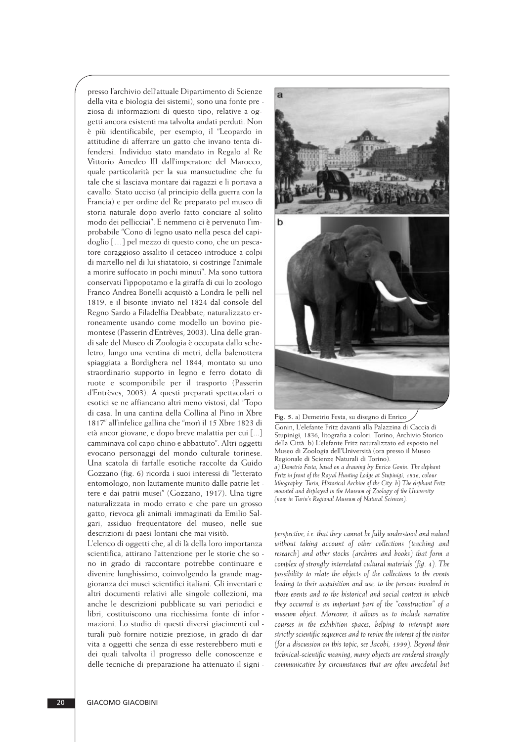presso l'archivio dell'attuale Dipartimento di Scienze della vita e biologia dei sistemi), sono una fonte preziosa di informazioni di questo tipo, relative a oggetti ancora esistenti ma talvolta andati perduti. Non è più identificabile, per esempio, il "Leopardo in attitudine di afferrare un gatto che invano tenta difendersi. Individuo stato mandato in Regalo al Re Vittorio Amedeo III dall'imperatore del Marocco, quale particolarità per la sua mansuetudine che fu tale che si lasciava montare dai ragazzi e li portava a cavallo. Stato ucciso (al principio della guerra con la Francia) e per ordine del Re preparato pel museo di storia naturale dopo averlo fatto conciare al solito modo dei pellicciai". E nemmeno ci è pervenuto l'improbabile "Cono di legno usato nella pesca del capidoglio […] pel mezzo di questo cono, che un pescatore coraggioso assalito il cetaceo introduce a colpi di martello nel di lui sfiatatoio, si costringe l'animale a morire suffocato in pochi minuti". Ma sono tuttora conservati l'ippopotamo e la giraffa di cui lo zoologo Franco Andrea Bonelli acquistò a Londra le pelli nel 1819, e il bisonte inviato nel 1824 dal console del Regno Sardo a Filadelfia Deabbate, naturalizzato erroneamente usando come modello un bovino piemontese (Passerin d'Entrèves, 2003). Una delle grandi sale del Museo di Zoologia è occupata dallo scheletro, lungo una ventina di metri, della balenottera spiaggiata a Bordighera nel 1844, montato su uno straordinario supporto in legno e ferro dotato di ruote e scomponibile per il trasporto (Passerin d'Entrèves, 2003). A questi preparati spettacolari o esotici se ne affiancano altri meno vistosi, dal "Topo di casa. In una cantina della Collina al Pino in Xbre 1817" all'infelice gallina che "morì il 15 Xbre 1823 di età ancor giovane, e dopo breve malattia per cui […] camminava col capo chino e abbattuto". Altri oggetti evocano personaggi del mondo culturale torinese. Una scatola di farfalle esotiche raccolte da Guido Gozzano (fig. 6) ricorda i suoi interessi di "letterato entomologo, non lautamente munito dalle patrie lettere e dai patrii musei" (Gozzano, 1917). Una tigre naturalizzata in modo errato e che pare un grosso gatto, rievoca gli animali immaginati da Emilio Salgari, assiduo frequentatore del museo, nelle sue descrizioni di paesi lontani che mai visitò.

L'elenco di oggetti che, al di là della loro importanza scientifica, attirano l'attenzione per le storie che sono in grado di raccontare potrebbe continuare e divenire lunghissimo, coinvolgendo la grande maggioranza dei musei scientifici italiani. Gli inventari e altri documenti relativi alle singole collezioni, ma anche le descrizioni pubblicate su vari periodici e libri, costituiscono una ricchissima fonte di informazioni. Lo studio di questi diversi giacimenti culturali può fornire notizie preziose, in grado di dar vita a oggetti che senza di esse resterebbero muti e dei quali talvolta il progresso delle conoscenze e delle tecniche di preparazione ha attenuato il signi-

**Fig. 5.** a) Demetrio Festa, su disegno di Enrico Gonin, L'elefante Fritz davanti alla Palazzina di Caccia di Stupinigi, 1836, litografia a colori. Torino, Archivio Storico della Città. b) L'elefante Fritz naturalizzato ed esposto nel Museo di Zoologia dell'Università (ora presso il Museo Regionale di Scienze Naturali di Torino).
*a) Demetrio Festa, based on a drawing by Enrico Gonin. The elephant Fritz in front of the Royal Hunting Lodge at Stupinigi, 1836, colour lithography. Turin, Historical Archive of the City. b) The elephant Fritz mounted and displayed in the Museum of Zoology of the University (now in Turin's Regional Museum of Natural Sciences).*

*perspective, i.e. that they cannot be fully understood and valued without taking account of other collections (teaching and research) and other stocks (archives and books) that form a complex of strongly interrelated cultural materials (fig. 4). The possibility to relate the objects of the collections to the events leading to their acquisition and use, to the persons involved in those events and to the historical and social context in which they occurred is an important part of the "construction" of a museum object. Moreover, it allows us to include narrative courses in the exhibition spaces, helping to interrupt more strictly scientific sequences and to revive the interest of the visitor (for a discussion on this topic, see Jacobi, 1999). Beyond their technical-scientific meaning, many objects are rendered strongly communicative by circumstances that are often anecdotal but*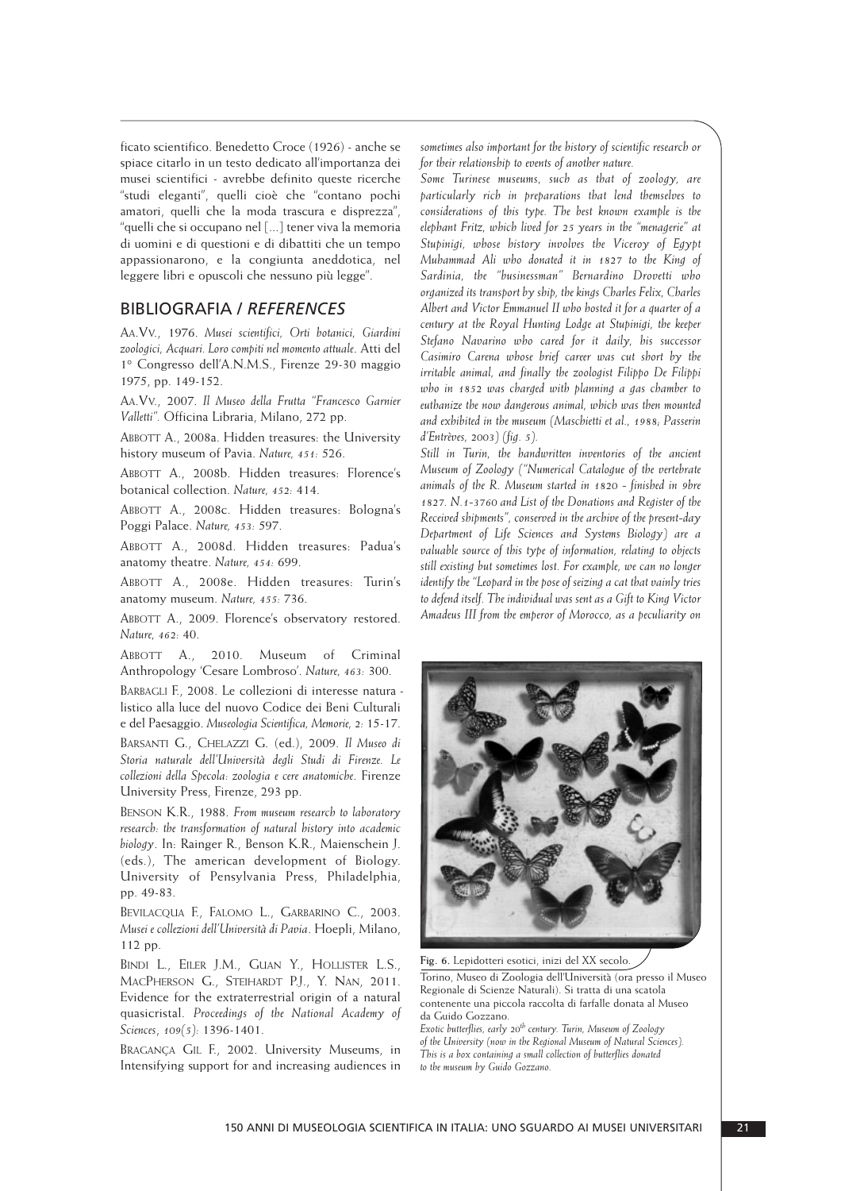ficato scientifico. Benedetto Croce (1926) - anche se spiace citarlo in un testo dedicato all'importanza dei musei scientifici - avrebbe definito queste ricerche "studi eleganti", quelli cioè che "contano pochi amatori, quelli che la moda trascura e disprezza", "quelli che si occupano nel [...] tener viva la memoria di uomini e di questioni e di dibattiti che un tempo appassionarono, e la congiunta aneddotica, nel leggere libri e opuscoli che nessuno più legge".

## BIBLIOGRAFIA / *REFERENCES*

AA.VV., 1976. *Musei scientifici, Orti botanici, Giardini zoologici, Acquari. Loro compiti nel momento attuale*. Atti del 1° Congresso dell'A.N.M.S., Firenze 29-30 maggio 1975, pp. 149-152.

AA.VV., 2007. *Il Museo della Frutta "Francesco Garnier Valletti"*. Officina Libraria, Milano, 272 pp.

ABBOTT A., 2008a. Hidden treasures: the University history museum of Pavia. *Nature, 451*: 526.

ABBOTT A., 2008b. Hidden treasures: Florence's botanical collection. *Nature, 452*: 414.

ABBOTT A., 2008c. Hidden treasures: Bologna's Poggi Palace. *Nature, 453*: 597.

ABBOTT A., 2008d. Hidden treasures: Padua's anatomy theatre. *Nature, 454*: 699.

ABBOTT A., 2008e. Hidden treasures: Turin's anatomy museum. *Nature, 455*: 736.

ABBOTT A., 2009. Florence's observatory restored. *Nature, 462*: 40.

ABBOTT A., 2010. Museum of Criminal Anthropology 'Cesare Lombroso'. *Nature, 463*: 300.

BARBAGLI F., 2008. Le collezioni di interesse natura - listico alla luce del nuovo Codice dei Beni Culturali e del Paesaggio. *Museologia Scientifica, Memorie, 2*: 15-17.

BARSANTI G., CHELAZZI G. (ed.), 2009. *Il Museo di Storia naturale dell'Università degli Studi di Firenze. Le collezioni della Specola: zoologia e cere anatomiche*. Firenze University Press, Firenze, 293 pp.

BENSON K.R., 1988. *From museum research to laboratory research: the transformation of natural history into academic biology*. In: Rainger R., Benson K.R., Maienschein J. (eds.), The american development of Biology. University of Pensylvania Press, Philadelphia, pp. 49-83.

BEVILACQUA F., FALOMO L., GARBARINO C., 2003. *Musei e collezioni dell'Università di Pavia*. Hoepli, Milano, 112 pp.

BINDI L., EILER J.M., GUAN Y., HOLLISTER L.S., MACPHERSON G., STEIHARDT P.J., Y. NAN, 2011. Evidence for the extraterrestrial origin of a natural quasicristal. *Proceedings of the National Academy of Sciences, 109(5)*: 1396-1401.

BRAGANÇA GIL F., 2002. University Museums, in Intensifying support for and increasing audiences in

*sometimes also important for the history of scientific research or for their relationship to events of another nature.*

*Some Turinese museums, such as that of zoology, are particularly rich in preparations that lend themselves to considerations of this type. The best known example is the elephant Fritz, which lived for 25 years in the "menagerie" at Stupinigi, whose history involves the Viceroy of Egypt Muhammad Ali who donated it in 1827 to the King of Sardinia, the "businessman" Bernardino Drovetti who organized its transport by ship, the kings Charles Felix, Charles Albert and Victor Emmanuel II who hosted it for a quarter of a century at the Royal Hunting Lodge at Stupinigi, the keeper Stefano Navarino who cared for it daily, his successor Casimiro Carena whose brief career was cut short by the irritable animal, and finally the zoologist Filippo De Filippi who in 1852 was charged with planning a gas chamber to euthanize the now dangerous animal, which was then mounted and exhibited in the museum (Maschietti et al., 1988; Passerin d'Entrèves, 2003) (fig. 5).*

*Still in Turin, the handwritten inventories of the ancient Museum of Zoology ("Numerical Catalogue of the vertebrate animals of the R. Museum started in 1820 - finished in 9bre 1827. N.1-3760 and List of the Donations and Register of the Received shipments", conserved in the archive of the present-day Department of Life Sciences and Systems Biology) are a valuable source of this type of information, relating to objects still existing but sometimes lost. For example, we can no longer identify the "Leopard in the pose of seizing a cat that vainly tries to defend itself. The individual was sent as a Gift to King Victor Amadeus III from the emperor of Morocco, as a peculiarity on*

**Fig. 6.** Lepidotteri esotici, inizi del XX secolo. Torino, Museo di Zoologia dell'Università (ora presso il Museo Regionale di Scienze Naturali). Si tratta di una scatola contenente una piccola raccolta di farfalle donata al Museo da Guido Gozzano.
*Exotic butterflies, early 20th century. Turin, Museum of Zoology of the University (now in the Regional Museum of Natural Sciences). This is a box containing a small collection of butterflies donated to the museum by Guido Gozzano.*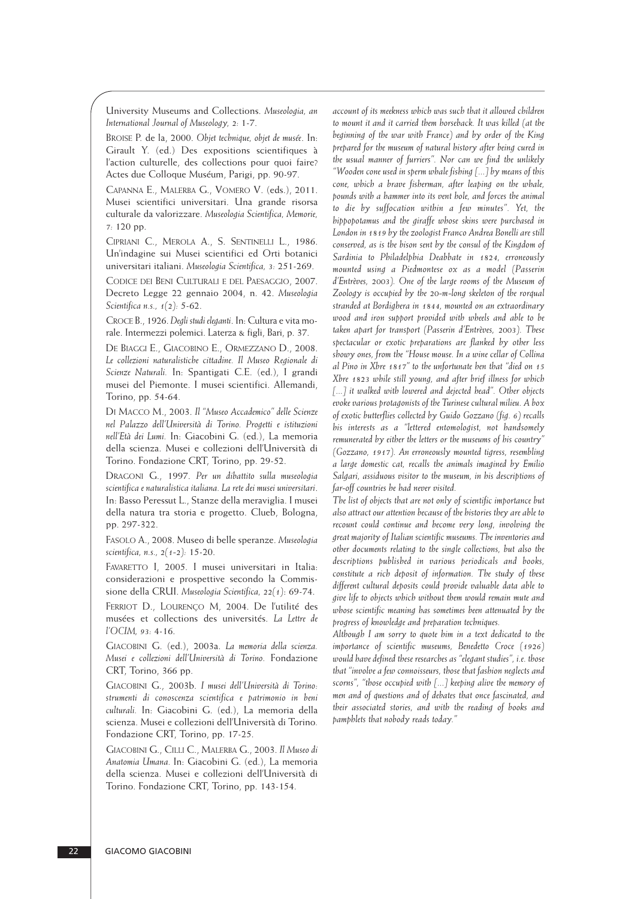University Museums and Collections. *Museologia, an International Journal of Museology*, 2: 1-7.

Broise P. de la, 2000. *Objet technique, objet de musée*. In: Girault Y. (ed.) Des expositions scientifiques à l'action culturelle, des collections pour quoi faire? Actes due Colloque Muséum, Parigi, pp. 90-97.

Capanna E., Malerba G., Vomero V. (eds.), 2011. Musei scientifici universitari. Una grande risorsa culturale da valorizzare. *Museologia Scientifica, Memorie*, 7: 120 pp.

Cipriani C., Merola A., S. Sentinelli L., 1986. Un'indagine sui Musei scientifici ed Orti botanici universitari italiani. *Museologia Scientifica*, 3: 251-269.

Codice dei Beni Culturali e del Paesaggio, 2007. Decreto Legge 22 gennaio 2004, n. 42. *Museologia Scientifica n.s.*, 1(2): 5-62.

Croce B., 1926. *Degli studi eleganti*. In: Cultura e vita morale. Intermezzi polemici. Laterza & figli, Bari, p. 37.

De Biaggi E., Giacobino E., Ormezzano D., 2008. *Le collezioni naturalistiche cittadine. Il Museo Regionale di Scienze Naturali*. In: Spantigati C.E. (ed.), I grandi musei del Piemonte. I musei scientifici. Allemandi, Torino, pp. 54-64.

Di Macco M., 2003. *Il "Museo Accademico" delle Scienze nel Palazzo dell'Università di Torino. Progetti e istituzioni nell'Età dei Lumi.* In: Giacobini G. (ed.), La memoria della scienza. Musei e collezioni dell'Università di Torino. Fondazione CRT, Torino, pp. 29-52.

Dragoni G., 1997. *Per un dibattito sulla museologia scientifica e naturalistica italiana. La rete dei musei universitari*. In: Basso Peressut L., Stanze della meraviglia. I musei della natura tra storia e progetto. Clueb, Bologna, pp. 297-322.

Fasolo A., 2008. Museo di belle speranze. *Museologia scientifica, n.s.*, 2(1-2): 15-20.

Favaretto I, 2005. I musei universitari in Italia: considerazioni e prospettive secondo la Commissione della CRUI. *Museologia Scientifica*, 22(1): 69-74.

Ferriot D., Lourenço M, 2004. De l'utilité des musées et collections des universités. *La Lettre de l'OCIM*, 93: 4-16.

Giacobini G. (ed.), 2003a. *La memoria della scienza. Musei e collezioni dell'Università di Torino.* Fondazione CRT, Torino, 366 pp.

Giacobini G., 2003b. *I musei dell'Università di Torino: strumenti di conoscenza scientifica e patrimonio in beni culturali.* In: Giacobini G. (ed.), La memoria della scienza. Musei e collezioni dell'Università di Torino. Fondazione CRT, Torino, pp. 17-25.

Giacobini G., Cilli C., Malerba G., 2003. *Il Museo di Anatomia Umana.* In: Giacobini G. (ed.), La memoria della scienza. Musei e collezioni dell'Università di Torino. Fondazione CRT, Torino, pp. 143-154.

*account of its meekness which was such that it allowed children to mount it and it carried them horseback. It was killed (at the beginning of the war with France) and by order of the King prepared for the museum of natural history after being cured in the usual manner of furriers". Nor can we find the unlikely "Wooden cone used in sperm whale fishing [...] by means of this cone, which a brave fisherman, after leaping on the whale, pounds with a hammer into its vent hole, and forces the animal to die by suffocation within a few minutes". Yet, the hippopotamus and the giraffe whose skins were purchased in London in 1819 by the zoologist Franco Andrea Bonelli are still conserved, as is the bison sent by the consul of the Kingdom of Sardinia to Philadelphia Deabbate in 1824, erroneously mounted using a Piedmontese ox as a model (Passerin d'Entrèves, 2003). One of the large rooms of the Museum of Zoology is occupied by the 20-m-long skeleton of the rorqual stranded at Bordighera in 1844, mounted on an extraordinary wood and iron support provided with wheels and able to be taken apart for transport (Passerin d'Entrèves, 2003). These spectacular or exotic preparations are flanked by other less showy ones, from the "House mouse. In a wine cellar of Collina al Pino in Xbre 1817" to the unfortunate hen that "died on 15 Xbre 1823 while still young, and after brief illness for which [...] it walked with lowered and dejected head". Other objects evoke various protagonists of the Turinese cultural milieu. A box of exotic butterflies collected by Guido Gozzano (fig. 6) recalls his interests as a "lettered entomologist, not handsomely remunerated by either the letters or the museums of his country" (Gozzano, 1917). An erroneously mounted tigress, resembling a large domestic cat, recalls the animals imagined by Emilio Salgari, assiduous visitor to the museum, in his descriptions of far-off countries he had never visited.*

*The list of objects that are not only of scientific importance but also attract our attention because of the histories they are able to recount could continue and become very long, involving the great majority of Italian scientific museums. The inventories and other documents relating to the single collections, but also the descriptions published in various periodicals and books, constitute a rich deposit of information. The study of these different cultural deposits could provide valuable data able to give life to objects which without them would remain mute and whose scientific meaning has sometimes been attenuated by the progress of knowledge and preparation techniques.*

*Although I am sorry to quote him in a text dedicated to the importance of scientific museums, Benedetto Croce (1926) would have defined these researches as "elegant studies", i.e. those that "involve a few connoisseurs, those that fashion neglects and scorns", "those occupied with [...] keeping alive the memory of men and of questions and of debates that once fascinated, and their associated stories, and with the reading of books and pamphlets that nobody reads today."*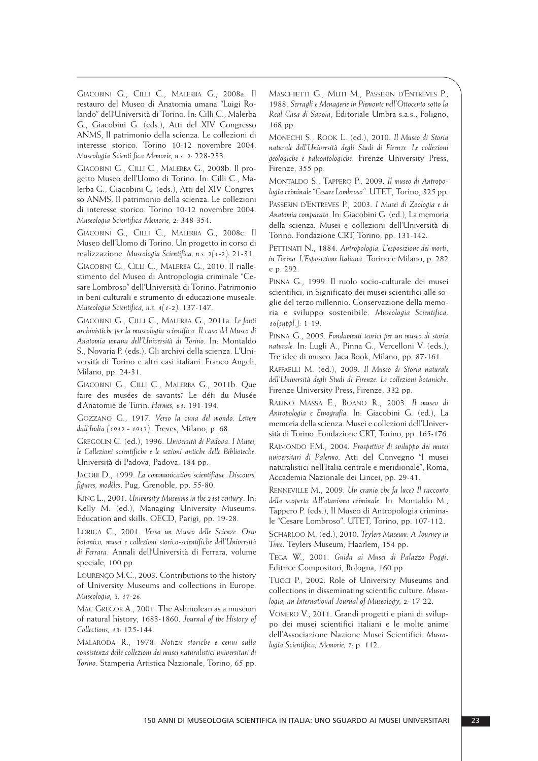GIACOBINI G., CILLI C., MALERBA G., 2008a. Il restauro del Museo di Anatomia umana "Luigi Rolando" dell'Università di Torino. In: Cilli C., Malerba G., Giacobini G. (eds.), Atti del XIV Congresso ANMS, Il patrimonio della scienza. Le collezioni di interesse storico. Torino 10-12 novembre 2004. *Museologia Scienti fica Memorie, n.s. 2:* 228-233.

GIACOBINI G., CILLI C., MALERBA G., 2008b. Il progetto Museo dell'Uomo di Torino. In: Cilli C., Malerba G., Giacobini G. (eds.), Atti del XIV Congresso ANMS, Il patrimonio della scienza. Le collezioni di interesse storico. Torino 10-12 novembre 2004. *Museologia Scientifica Memorie, 2:* 348-354.

GIACOBINI G., CILLI C., MALERBA G., 2008c. Il Museo dell'Uomo di Torino. Un progetto in corso di realizzazione. *Museologia Scientifica, n.s. 2(1-2):* 21-31.

GIACOBINI G., CILLI C., MALERBA G., 2010. Il riallestimento del Museo di Antropologia criminale "Cesare Lombroso" dell'Università di Torino. Patrimonio in beni culturali e strumento di educazione museale. *Museologia Scientifica, n.s. 4(1-2):* 137-147.

GIACOBINI G., CILLI C., MALERBA G., 2011a. *Le fonti archivistiche per la museologia scientifica. Il caso del Museo di Anatomia umana dell'Università di Torino.* In: Montaldo S., Novaria P. (eds.), Gli archivi della scienza. L'Università di Torino e altri casi italiani. Franco Angeli, Milano, pp. 24-31.

GIACOBINI G., CILLI C., MALERBA G., 2011b. Que faire des musées de savants? Le défi du Musée d'Anatomie de Turin. *Hermes, 61:* 191-194.

GOZZANO G., 1917. *Verso la cuna del mondo. Lettere dall'India (1912 - 1913).* Treves, Milano, p. 68.

GREGOLIN C. (ed.), 1996. *Università di Padova. I Musei, le Collezioni scientifiche e le sezioni antiche delle Biblioteche.* Università di Padova, Padova, 184 pp.

JACOBI D., 1999. *La communication scientifique. Discours, figures, modèles.* Pug, Grenoble, pp. 55-80.

KING L., 2001. *University Museums in the 21st century.* In: Kelly M. (ed.), Managing University Museums. Education and skills. OECD, Parigi, pp. 19-28.

LORIGA C., 2001. *Verso un Museo delle Scienze. Orto botanico, musei e collezioni storico-scientifiche dell'Università di Ferrara.* Annali dell'Università di Ferrara, volume speciale, 100 pp.

LOURENÇO M.C., 2003. Contributions to the history of University Museums and collections in Europe. *Museologia, 3: 17-26.*

MAC GREGOR A., 2001. The Ashmolean as a museum of natural history, 1683-1860. *Journal of the History of Collections, 13:* 125-144.

MALARODA R., 1978. *Notizie storiche e cenni sulla consistenza delle collezioni dei musei naturalistici universitari di Torino.* Stamperia Artistica Nazionale, Torino, 65 pp.

MASCHIETTI G., MUTI M., PASSERIN D'ENTRÈVES P., 1988. *Serragli e Menagerie in Piemonte nell'Ottocento sotto la Real Casa di Savoia*, Editoriale Umbra s.a.s., Foligno, 168 pp.

MONECHI S., ROOK L. (ed.), 2010. *Il Museo di Storia naturale dell'Università degli Studi di Firenze. Le collezioni geologiche e paleontologiche.* Firenze University Press, Firenze, 355 pp.

MONTALDO S., TAPPERO P., 2009. *Il museo di Antropologia criminale "Cesare Lombroso".* UTET, Torino, 325 pp.

PASSERIN D'ENTREVES P., 2003. *I Musei di Zoologia e di Anatomia comparata.* In: Giacobini G. (ed.), La memoria della scienza. Musei e collezioni dell'Università di Torino. Fondazione CRT, Torino, pp. 131-142.

PETTINATI N., 1884. *Antropologia. L'esposizione dei morti, in Torino. L'Esposizione Italiana.* Torino e Milano, p. 282 e p. 292.

PINNA G., 1999. Il ruolo socio-culturale dei musei scientifici, in Significato dei musei scientifici alle soglie del terzo millennio. Conservazione della memoria e sviluppo sostenibile. *Museologia Scientifica, 16(suppl.):* 1-19.

PINNA G., 2005. *Fondamenti teorici per un museo di storia naturale.* In: Lugli A., Pinna G., Vercelloni V. (eds.), Tre idee di museo. Jaca Book, Milano, pp. 87-161.

RAFFAELLI M. (ed.), 2009. *Il Museo di Storia naturale dell'Università degli Studi di Firenze. Le collezioni botaniche.* Firenze University Press, Firenze, 332 pp.

RABINO MASSA E., BOANO R., 2003. *Il museo di Antropologia e Etnografia.* In: Giacobini G. (ed.), La memoria della scienza. Musei e collezioni dell'Università di Torino. Fondazione CRT, Torino, pp. 165-176.

RAIMONDO F.M., 2004. *Prospettive di sviluppo dei musei universitari di Palermo.* Atti del Convegno "I musei naturalistici nell'Italia centrale e meridionale", Roma, Accademia Nazionale dei Lincei, pp. 29-41.

RENNEVILLE M., 2009. *Un cranio che fa luce? Il racconto della scoperta dell'atavismo criminale.* In: Montaldo M., Tappero P. (eds.), Il Museo di Antropologia criminale "Cesare Lombroso". UTET, Torino, pp. 107-112.

SCHARLOO M. (ed.), 2010. *Teylers Museum: A Journey in Time.* Teylers Museum, Haarlem, 154 pp.

TEGA W., 2001. *Guida ai Musei di Palazzo Poggi.* Editrice Compositori, Bologna, 160 pp.

TUCCI P., 2002. Role of University Museums and collections in disseminating scientific culture. *Museologia, an International Journal of Museology, 2:* 17-22.

VOMERO V., 2011. Grandi progetti e piani di sviluppo dei musei scientifici italiani e le molte anime dell'Associazione Nazione Musei Scientifici. *Museologia Scientifica, Memorie, 7:* p. 112.